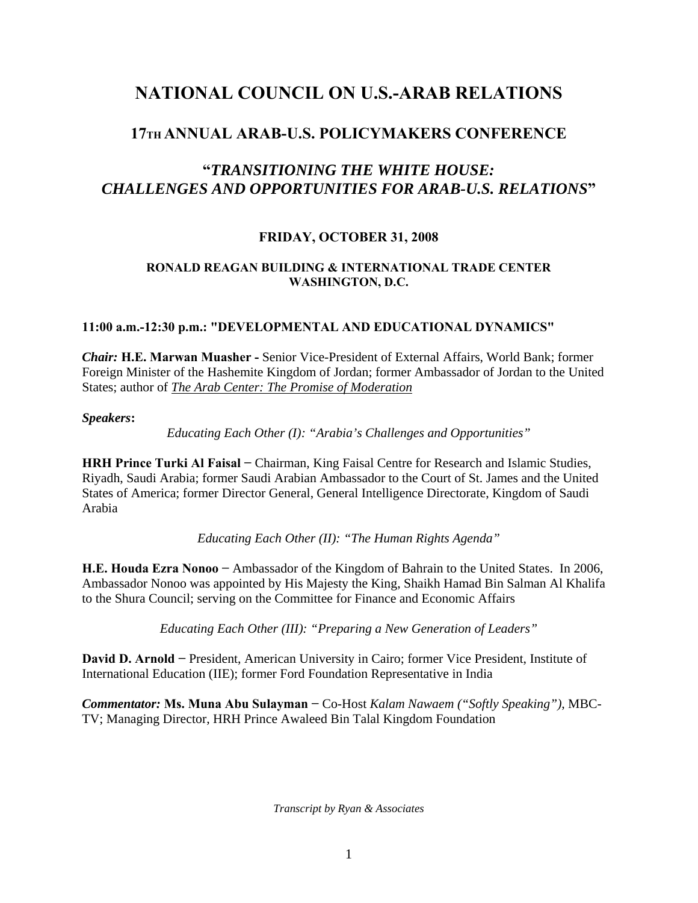# NATIONAL COUNCIL ON U.S.-ARAB RELATIONS

## 17TH ANNUAL ARAB-U.S. POLICYMAKERS CONFERENCE

## "*TRANSITIONING THE WHITE HOUSE: CHALLENGES AND OPPORTUNITIES FOR ARAB-U.S. RELATIONS*"

### FRIDAY, OCTOBER 31, 2008

#### RONALD REAGAN BUILDING & INTERNATIONAL TRADE CENTER WASHINGTON, D.C.

**11:00 a.m.-12:30 p.m.: "DEVELOPMENTAL AND EDUCATIONAL DYNAMICS"**

***Chair:*** **H.E. Marwan Muasher -** Senior Vice-President of External Affairs, World Bank; former Foreign Minister of the Hashemite Kingdom of Jordan; former Ambassador of Jordan to the United States; author of *The Arab Center: The Promise of Moderation*

***Speakers*:**

*Educating Each Other (I): "Arabia's Challenges and Opportunities"*

**HRH Prince Turki Al Faisal** – Chairman, King Faisal Centre for Research and Islamic Studies, Riyadh, Saudi Arabia; former Saudi Arabian Ambassador to the Court of St. James and the United States of America; former Director General, General Intelligence Directorate, Kingdom of Saudi Arabia

*Educating Each Other (II): "The Human Rights Agenda"*

**H.E. Houda Ezra Nonoo** – Ambassador of the Kingdom of Bahrain to the United States. In 2006, Ambassador Nonoo was appointed by His Majesty the King, Shaikh Hamad Bin Salman Al Khalifa to the Shura Council; serving on the Committee for Finance and Economic Affairs

*Educating Each Other (III): "Preparing a New Generation of Leaders"*

**David D. Arnold** – President, American University in Cairo; former Vice President, Institute of International Education (IIE); former Ford Foundation Representative in India

***Commentator:*** **Ms. Muna Abu Sulayman** – Co-Host *Kalam Nawaem ("Softly Speaking")*, MBC-TV; Managing Director, HRH Prince Awaleed Bin Talal Kingdom Foundation

*Transcript by Ryan & Associates*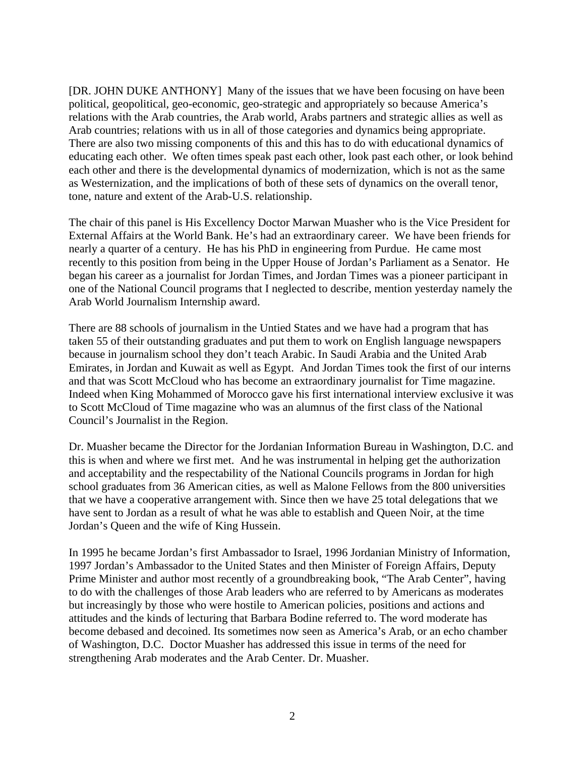[DR. JOHN DUKE ANTHONY] Many of the issues that we have been focusing on have been political, geopolitical, geo-economic, geo-strategic and appropriately so because America's relations with the Arab countries, the Arab world, Arabs partners and strategic allies as well as Arab countries; relations with us in all of those categories and dynamics being appropriate. There are also two missing components of this and this has to do with educational dynamics of educating each other. We often times speak past each other, look past each other, or look behind each other and there is the developmental dynamics of modernization, which is not as the same as Westernization, and the implications of both of these sets of dynamics on the overall tenor, tone, nature and extent of the Arab-U.S. relationship.

The chair of this panel is His Excellency Doctor Marwan Muasher who is the Vice President for External Affairs at the World Bank. He's had an extraordinary career. We have been friends for nearly a quarter of a century. He has his PhD in engineering from Purdue. He came most recently to this position from being in the Upper House of Jordan's Parliament as a Senator. He began his career as a journalist for Jordan Times, and Jordan Times was a pioneer participant in one of the National Council programs that I neglected to describe, mention yesterday namely the Arab World Journalism Internship award.

There are 88 schools of journalism in the Untied States and we have had a program that has taken 55 of their outstanding graduates and put them to work on English language newspapers because in journalism school they don't teach Arabic. In Saudi Arabia and the United Arab Emirates, in Jordan and Kuwait as well as Egypt. And Jordan Times took the first of our interns and that was Scott McCloud who has become an extraordinary journalist for Time magazine. Indeed when King Mohammed of Morocco gave his first international interview exclusive it was to Scott McCloud of Time magazine who was an alumnus of the first class of the National Council's Journalist in the Region.

Dr. Muasher became the Director for the Jordanian Information Bureau in Washington, D.C. and this is when and where we first met. And he was instrumental in helping get the authorization and acceptability and the respectability of the National Councils programs in Jordan for high school graduates from 36 American cities, as well as Malone Fellows from the 800 universities that we have a cooperative arrangement with. Since then we have 25 total delegations that we have sent to Jordan as a result of what he was able to establish and Queen Noir, at the time Jordan's Queen and the wife of King Hussein.

In 1995 he became Jordan's first Ambassador to Israel, 1996 Jordanian Ministry of Information, 1997 Jordan's Ambassador to the United States and then Minister of Foreign Affairs, Deputy Prime Minister and author most recently of a groundbreaking book, "The Arab Center", having to do with the challenges of those Arab leaders who are referred to by Americans as moderates but increasingly by those who were hostile to American policies, positions and actions and attitudes and the kinds of lecturing that Barbara Bodine referred to. The word moderate has become debased and decoined. Its sometimes now seen as America's Arab, or an echo chamber of Washington, D.C. Doctor Muasher has addressed this issue in terms of the need for strengthening Arab moderates and the Arab Center. Dr. Muasher.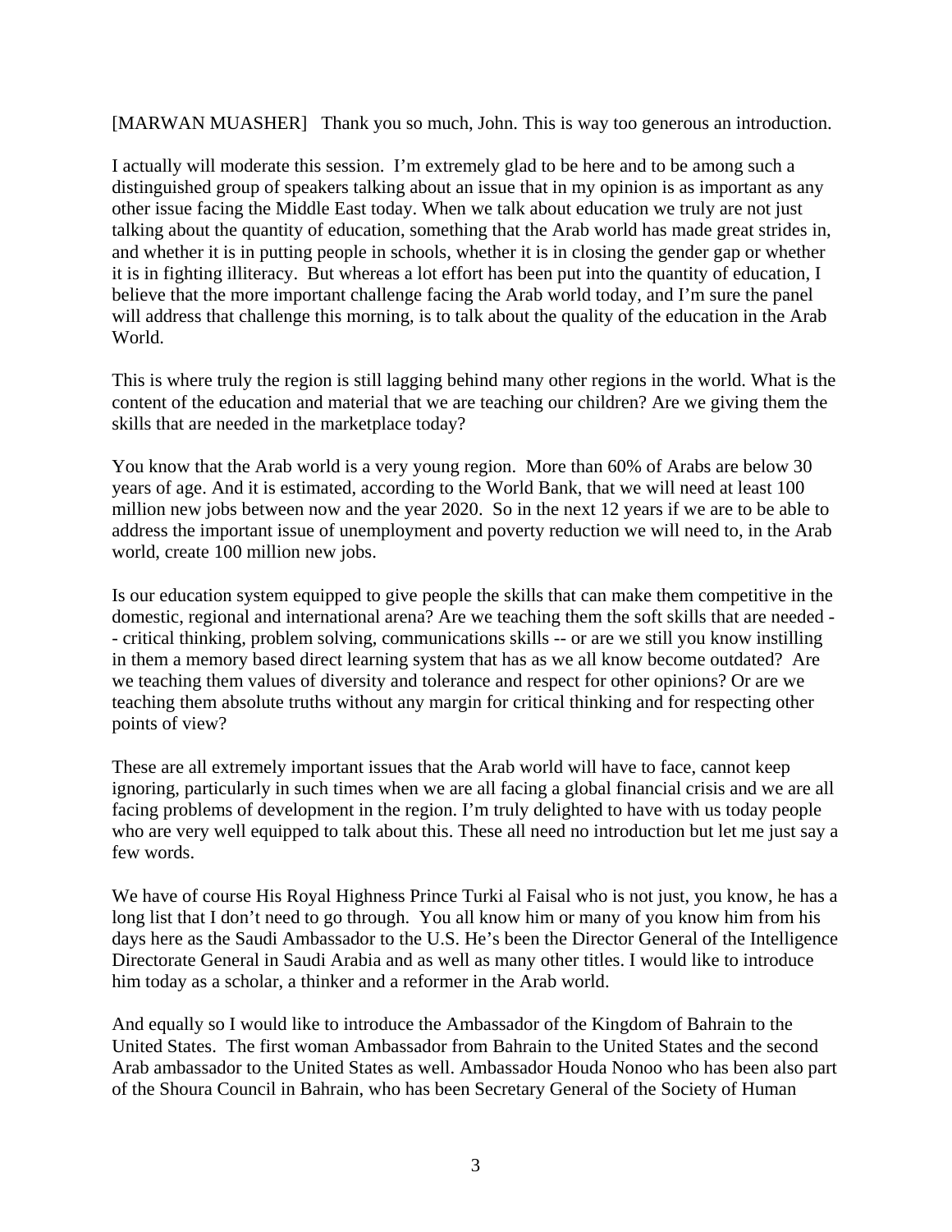[MARWAN MUASHER] Thank you so much, John. This is way too generous an introduction.

I actually will moderate this session. I'm extremely glad to be here and to be among such a distinguished group of speakers talking about an issue that in my opinion is as important as any other issue facing the Middle East today. When we talk about education we truly are not just talking about the quantity of education, something that the Arab world has made great strides in, and whether it is in putting people in schools, whether it is in closing the gender gap or whether it is in fighting illiteracy. But whereas a lot effort has been put into the quantity of education, I believe that the more important challenge facing the Arab world today, and I'm sure the panel will address that challenge this morning, is to talk about the quality of the education in the Arab World.

This is where truly the region is still lagging behind many other regions in the world. What is the content of the education and material that we are teaching our children? Are we giving them the skills that are needed in the marketplace today?

You know that the Arab world is a very young region. More than 60% of Arabs are below 30 years of age. And it is estimated, according to the World Bank, that we will need at least 100 million new jobs between now and the year 2020. So in the next 12 years if we are to be able to address the important issue of unemployment and poverty reduction we will need to, in the Arab world, create 100 million new jobs.

Is our education system equipped to give people the skills that can make them competitive in the domestic, regional and international arena? Are we teaching them the soft skills that are needed -- critical thinking, problem solving, communications skills -- or are we still you know instilling in them a memory based direct learning system that has as we all know become outdated? Are we teaching them values of diversity and tolerance and respect for other opinions? Or are we teaching them absolute truths without any margin for critical thinking and for respecting other points of view?

These are all extremely important issues that the Arab world will have to face, cannot keep ignoring, particularly in such times when we are all facing a global financial crisis and we are all facing problems of development in the region. I'm truly delighted to have with us today people who are very well equipped to talk about this. These all need no introduction but let me just say a few words.

We have of course His Royal Highness Prince Turki al Faisal who is not just, you know, he has a long list that I don't need to go through. You all know him or many of you know him from his days here as the Saudi Ambassador to the U.S. He's been the Director General of the Intelligence Directorate General in Saudi Arabia and as well as many other titles. I would like to introduce him today as a scholar, a thinker and a reformer in the Arab world.

And equally so I would like to introduce the Ambassador of the Kingdom of Bahrain to the United States. The first woman Ambassador from Bahrain to the United States and the second Arab ambassador to the United States as well. Ambassador Houda Nonoo who has been also part of the Shoura Council in Bahrain, who has been Secretary General of the Society of Human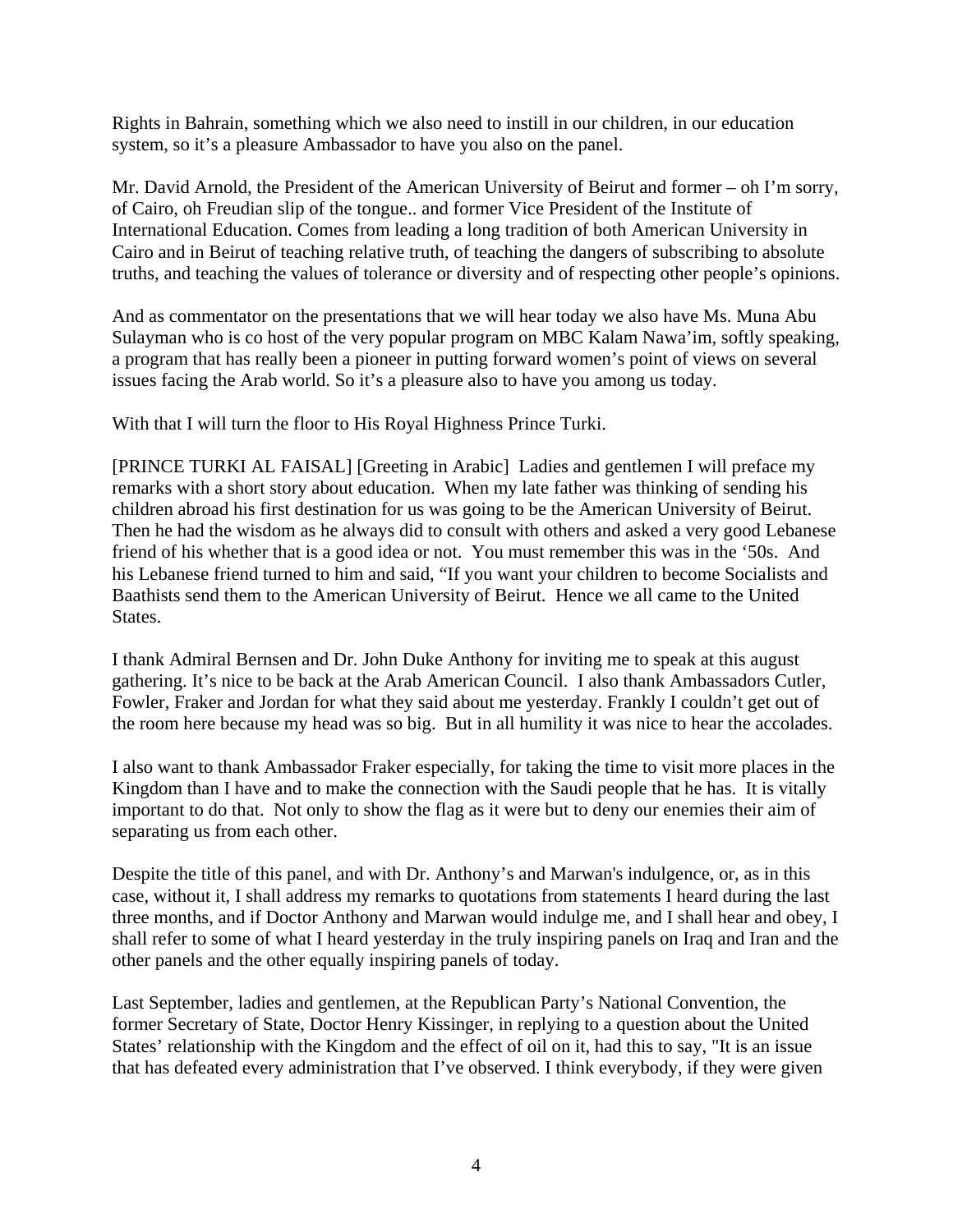Rights in Bahrain, something which we also need to instill in our children, in our education system, so it's a pleasure Ambassador to have you also on the panel.

Mr. David Arnold, the President of the American University of Beirut and former – oh I'm sorry, of Cairo, oh Freudian slip of the tongue.. and former Vice President of the Institute of International Education. Comes from leading a long tradition of both American University in Cairo and in Beirut of teaching relative truth, of teaching the dangers of subscribing to absolute truths, and teaching the values of tolerance or diversity and of respecting other people's opinions.

And as commentator on the presentations that we will hear today we also have Ms. Muna Abu Sulayman who is co host of the very popular program on MBC Kalam Nawa'im, softly speaking, a program that has really been a pioneer in putting forward women's point of views on several issues facing the Arab world. So it's a pleasure also to have you among us today.

With that I will turn the floor to His Royal Highness Prince Turki.

[PRINCE TURKI AL FAISAL] [Greeting in Arabic] Ladies and gentlemen I will preface my remarks with a short story about education. When my late father was thinking of sending his children abroad his first destination for us was going to be the American University of Beirut. Then he had the wisdom as he always did to consult with others and asked a very good Lebanese friend of his whether that is a good idea or not. You must remember this was in the '50s. And his Lebanese friend turned to him and said, "If you want your children to become Socialists and Baathists send them to the American University of Beirut. Hence we all came to the United States.

I thank Admiral Bernsen and Dr. John Duke Anthony for inviting me to speak at this august gathering. It's nice to be back at the Arab American Council. I also thank Ambassadors Cutler, Fowler, Fraker and Jordan for what they said about me yesterday. Frankly I couldn't get out of the room here because my head was so big. But in all humility it was nice to hear the accolades.

I also want to thank Ambassador Fraker especially, for taking the time to visit more places in the Kingdom than I have and to make the connection with the Saudi people that he has. It is vitally important to do that. Not only to show the flag as it were but to deny our enemies their aim of separating us from each other.

Despite the title of this panel, and with Dr. Anthony's and Marwan's indulgence, or, as in this case, without it, I shall address my remarks to quotations from statements I heard during the last three months, and if Doctor Anthony and Marwan would indulge me, and I shall hear and obey, I shall refer to some of what I heard yesterday in the truly inspiring panels on Iraq and Iran and the other panels and the other equally inspiring panels of today.

Last September, ladies and gentlemen, at the Republican Party's National Convention, the former Secretary of State, Doctor Henry Kissinger, in replying to a question about the United States' relationship with the Kingdom and the effect of oil on it, had this to say, "It is an issue that has defeated every administration that I've observed. I think everybody, if they were given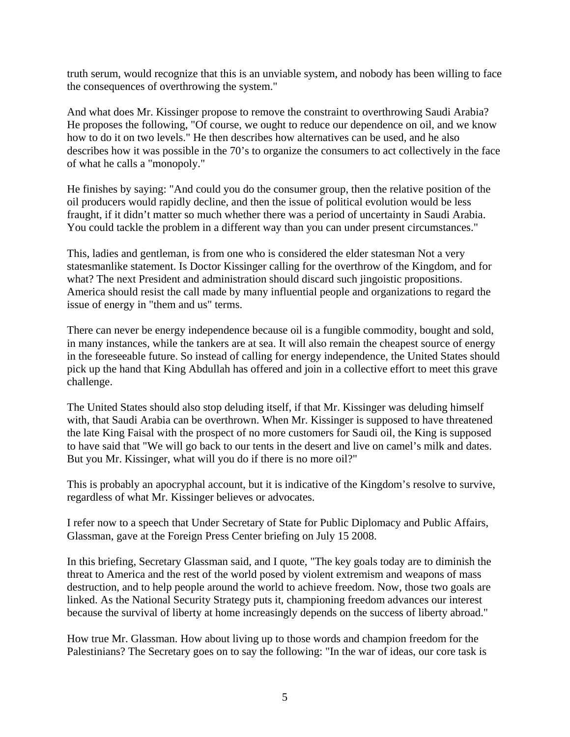truth serum, would recognize that this is an unviable system, and nobody has been willing to face the consequences of overthrowing the system."

And what does Mr. Kissinger propose to remove the constraint to overthrowing Saudi Arabia? He proposes the following, "Of course, we ought to reduce our dependence on oil, and we know how to do it on two levels." He then describes how alternatives can be used, and he also describes how it was possible in the 70's to organize the consumers to act collectively in the face of what he calls a "monopoly."

He finishes by saying: "And could you do the consumer group, then the relative position of the oil producers would rapidly decline, and then the issue of political evolution would be less fraught, if it didn't matter so much whether there was a period of uncertainty in Saudi Arabia. You could tackle the problem in a different way than you can under present circumstances."

This, ladies and gentleman, is from one who is considered the elder statesman Not a very statesmanlike statement. Is Doctor Kissinger calling for the overthrow of the Kingdom, and for what? The next President and administration should discard such jingoistic propositions. America should resist the call made by many influential people and organizations to regard the issue of energy in "them and us" terms.

There can never be energy independence because oil is a fungible commodity, bought and sold, in many instances, while the tankers are at sea. It will also remain the cheapest source of energy in the foreseeable future. So instead of calling for energy independence, the United States should pick up the hand that King Abdullah has offered and join in a collective effort to meet this grave challenge.

The United States should also stop deluding itself, if that Mr. Kissinger was deluding himself with, that Saudi Arabia can be overthrown. When Mr. Kissinger is supposed to have threatened the late King Faisal with the prospect of no more customers for Saudi oil, the King is supposed to have said that "We will go back to our tents in the desert and live on camel's milk and dates. But you Mr. Kissinger, what will you do if there is no more oil?"

This is probably an apocryphal account, but it is indicative of the Kingdom's resolve to survive, regardless of what Mr. Kissinger believes or advocates.

I refer now to a speech that Under Secretary of State for Public Diplomacy and Public Affairs, Glassman, gave at the Foreign Press Center briefing on July 15 2008.

In this briefing, Secretary Glassman said, and I quote, "The key goals today are to diminish the threat to America and the rest of the world posed by violent extremism and weapons of mass destruction, and to help people around the world to achieve freedom. Now, those two goals are linked. As the National Security Strategy puts it, championing freedom advances our interest because the survival of liberty at home increasingly depends on the success of liberty abroad."

How true Mr. Glassman. How about living up to those words and champion freedom for the Palestinians? The Secretary goes on to say the following: "In the war of ideas, our core task is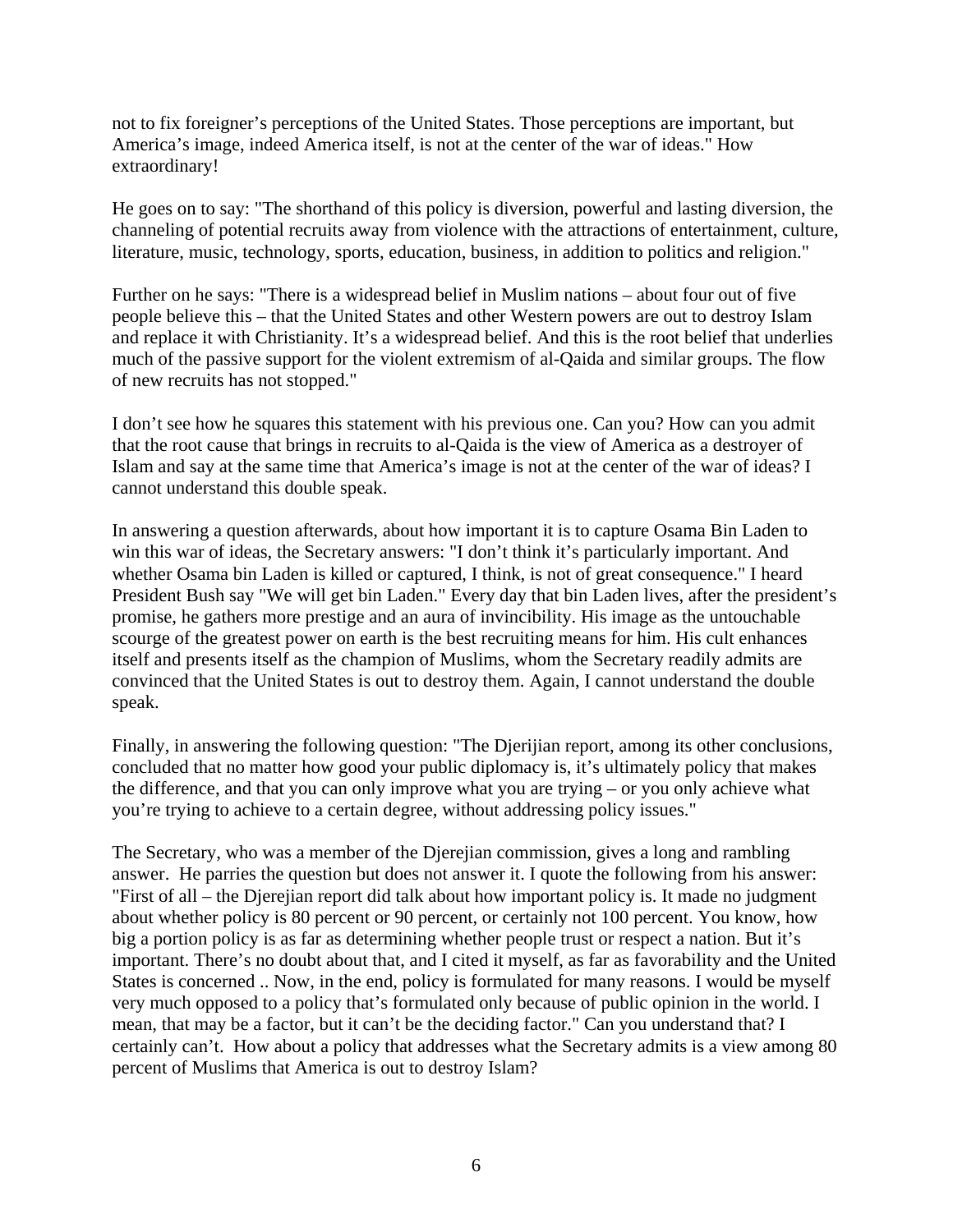not to fix foreigner's perceptions of the United States. Those perceptions are important, but America's image, indeed America itself, is not at the center of the war of ideas." How extraordinary!

He goes on to say: "The shorthand of this policy is diversion, powerful and lasting diversion, the channeling of potential recruits away from violence with the attractions of entertainment, culture, literature, music, technology, sports, education, business, in addition to politics and religion."

Further on he says: "There is a widespread belief in Muslim nations – about four out of five people believe this – that the United States and other Western powers are out to destroy Islam and replace it with Christianity. It's a widespread belief. And this is the root belief that underlies much of the passive support for the violent extremism of al-Qaida and similar groups. The flow of new recruits has not stopped."

I don't see how he squares this statement with his previous one. Can you? How can you admit that the root cause that brings in recruits to al-Qaida is the view of America as a destroyer of Islam and say at the same time that America's image is not at the center of the war of ideas? I cannot understand this double speak.

In answering a question afterwards, about how important it is to capture Osama Bin Laden to win this war of ideas, the Secretary answers: "I don't think it's particularly important. And whether Osama bin Laden is killed or captured, I think, is not of great consequence." I heard President Bush say "We will get bin Laden." Every day that bin Laden lives, after the president's promise, he gathers more prestige and an aura of invincibility. His image as the untouchable scourge of the greatest power on earth is the best recruiting means for him. His cult enhances itself and presents itself as the champion of Muslims, whom the Secretary readily admits are convinced that the United States is out to destroy them. Again, I cannot understand the double speak.

Finally, in answering the following question: "The Djerijian report, among its other conclusions, concluded that no matter how good your public diplomacy is, it's ultimately policy that makes the difference, and that you can only improve what you are trying – or you only achieve what you're trying to achieve to a certain degree, without addressing policy issues."

The Secretary, who was a member of the Djerejian commission, gives a long and rambling answer. He parries the question but does not answer it. I quote the following from his answer: "First of all – the Djerejian report did talk about how important policy is. It made no judgment about whether policy is 80 percent or 90 percent, or certainly not 100 percent. You know, how big a portion policy is as far as determining whether people trust or respect a nation. But it's important. There's no doubt about that, and I cited it myself, as far as favorability and the United States is concerned .. Now, in the end, policy is formulated for many reasons. I would be myself very much opposed to a policy that's formulated only because of public opinion in the world. I mean, that may be a factor, but it can't be the deciding factor." Can you understand that? I certainly can't. How about a policy that addresses what the Secretary admits is a view among 80 percent of Muslims that America is out to destroy Islam?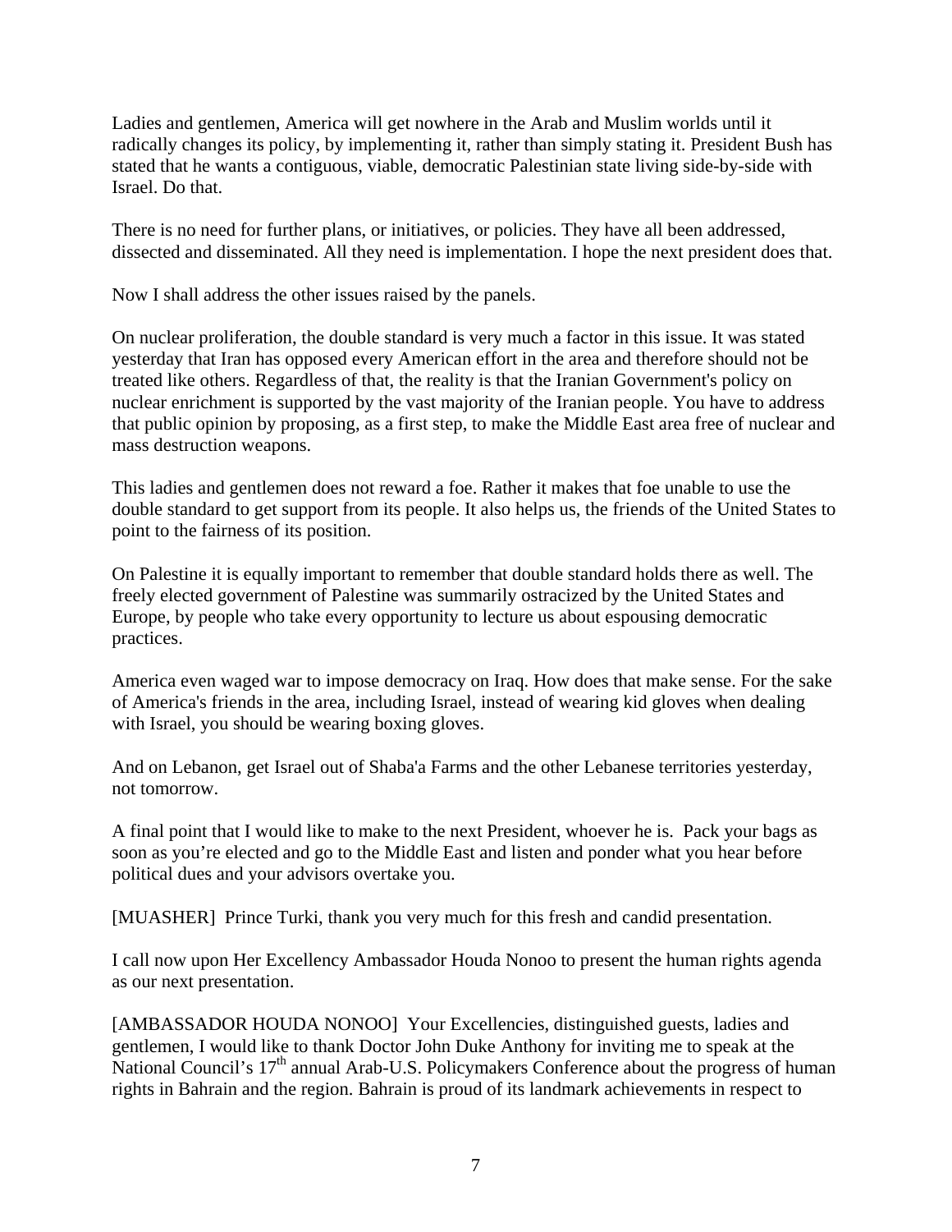Ladies and gentlemen, America will get nowhere in the Arab and Muslim worlds until it radically changes its policy, by implementing it, rather than simply stating it. President Bush has stated that he wants a contiguous, viable, democratic Palestinian state living side-by-side with Israel. Do that.

There is no need for further plans, or initiatives, or policies. They have all been addressed, dissected and disseminated. All they need is implementation. I hope the next president does that.

Now I shall address the other issues raised by the panels.

On nuclear proliferation, the double standard is very much a factor in this issue. It was stated yesterday that Iran has opposed every American effort in the area and therefore should not be treated like others. Regardless of that, the reality is that the Iranian Government's policy on nuclear enrichment is supported by the vast majority of the Iranian people. You have to address that public opinion by proposing, as a first step, to make the Middle East area free of nuclear and mass destruction weapons.

This ladies and gentlemen does not reward a foe. Rather it makes that foe unable to use the double standard to get support from its people. It also helps us, the friends of the United States to point to the fairness of its position.

On Palestine it is equally important to remember that double standard holds there as well. The freely elected government of Palestine was summarily ostracized by the United States and Europe, by people who take every opportunity to lecture us about espousing democratic practices.

America even waged war to impose democracy on Iraq. How does that make sense. For the sake of America's friends in the area, including Israel, instead of wearing kid gloves when dealing with Israel, you should be wearing boxing gloves.

And on Lebanon, get Israel out of Shaba'a Farms and the other Lebanese territories yesterday, not tomorrow.

A final point that I would like to make to the next President, whoever he is. Pack your bags as soon as you're elected and go to the Middle East and listen and ponder what you hear before political dues and your advisors overtake you.

[MUASHER] Prince Turki, thank you very much for this fresh and candid presentation.

I call now upon Her Excellency Ambassador Houda Nonoo to present the human rights agenda as our next presentation.

[AMBASSADOR HOUDA NONOO] Your Excellencies, distinguished guests, ladies and gentlemen, I would like to thank Doctor John Duke Anthony for inviting me to speak at the National Council's 17th annual Arab-U.S. Policymakers Conference about the progress of human rights in Bahrain and the region. Bahrain is proud of its landmark achievements in respect to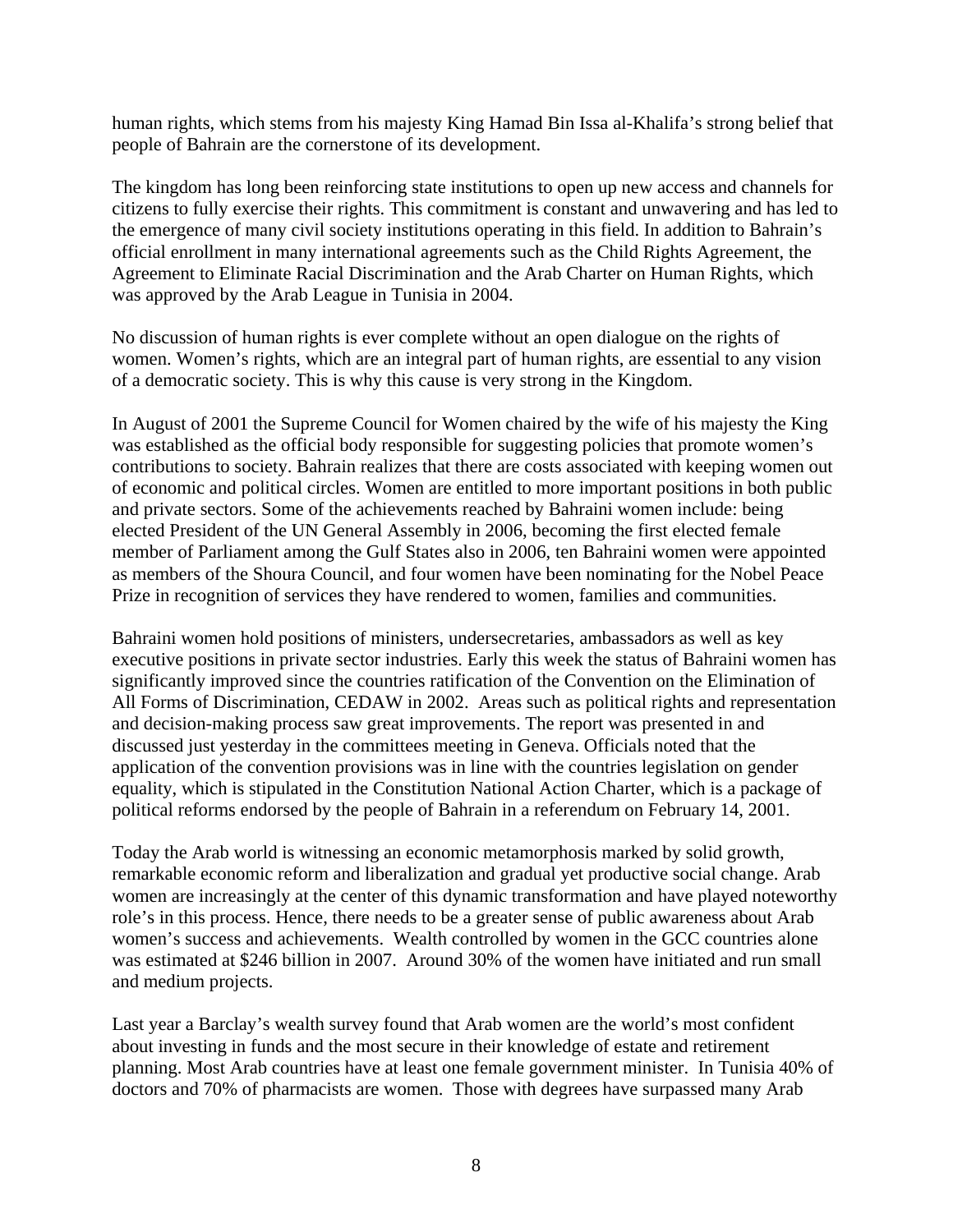human rights, which stems from his majesty King Hamad Bin Issa al-Khalifa's strong belief that people of Bahrain are the cornerstone of its development.

The kingdom has long been reinforcing state institutions to open up new access and channels for citizens to fully exercise their rights. This commitment is constant and unwavering and has led to the emergence of many civil society institutions operating in this field. In addition to Bahrain's official enrollment in many international agreements such as the Child Rights Agreement, the Agreement to Eliminate Racial Discrimination and the Arab Charter on Human Rights, which was approved by the Arab League in Tunisia in 2004.

No discussion of human rights is ever complete without an open dialogue on the rights of women. Women's rights, which are an integral part of human rights, are essential to any vision of a democratic society. This is why this cause is very strong in the Kingdom.

In August of 2001 the Supreme Council for Women chaired by the wife of his majesty the King was established as the official body responsible for suggesting policies that promote women's contributions to society. Bahrain realizes that there are costs associated with keeping women out of economic and political circles. Women are entitled to more important positions in both public and private sectors. Some of the achievements reached by Bahraini women include: being elected President of the UN General Assembly in 2006, becoming the first elected female member of Parliament among the Gulf States also in 2006, ten Bahraini women were appointed as members of the Shoura Council, and four women have been nominating for the Nobel Peace Prize in recognition of services they have rendered to women, families and communities.

Bahraini women hold positions of ministers, undersecretaries, ambassadors as well as key executive positions in private sector industries. Early this week the status of Bahraini women has significantly improved since the countries ratification of the Convention on the Elimination of All Forms of Discrimination, CEDAW in 2002. Areas such as political rights and representation and decision-making process saw great improvements. The report was presented in and discussed just yesterday in the committees meeting in Geneva. Officials noted that the application of the convention provisions was in line with the countries legislation on gender equality, which is stipulated in the Constitution National Action Charter, which is a package of political reforms endorsed by the people of Bahrain in a referendum on February 14, 2001.

Today the Arab world is witnessing an economic metamorphosis marked by solid growth, remarkable economic reform and liberalization and gradual yet productive social change. Arab women are increasingly at the center of this dynamic transformation and have played noteworthy role's in this process. Hence, there needs to be a greater sense of public awareness about Arab women's success and achievements. Wealth controlled by women in the GCC countries alone was estimated at $246 billion in 2007. Around 30% of the women have initiated and run small and medium projects.

Last year a Barclay's wealth survey found that Arab women are the world's most confident about investing in funds and the most secure in their knowledge of estate and retirement planning. Most Arab countries have at least one female government minister. In Tunisia 40% of doctors and 70% of pharmacists are women. Those with degrees have surpassed many Arab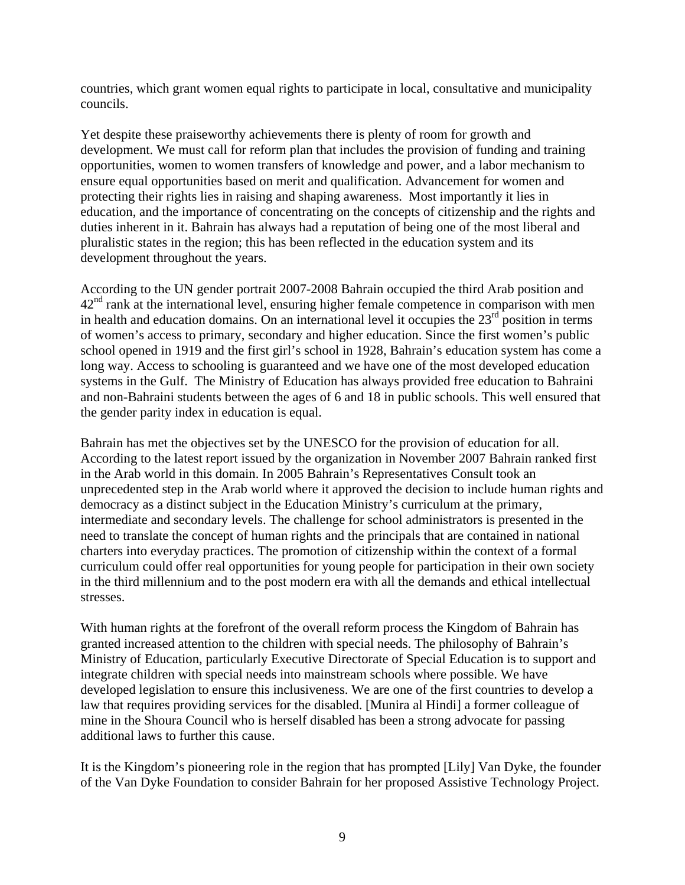countries, which grant women equal rights to participate in local, consultative and municipality councils.

Yet despite these praiseworthy achievements there is plenty of room for growth and development. We must call for reform plan that includes the provision of funding and training opportunities, women to women transfers of knowledge and power, and a labor mechanism to ensure equal opportunities based on merit and qualification. Advancement for women and protecting their rights lies in raising and shaping awareness. Most importantly it lies in education, and the importance of concentrating on the concepts of citizenship and the rights and duties inherent in it. Bahrain has always had a reputation of being one of the most liberal and pluralistic states in the region; this has been reflected in the education system and its development throughout the years.

According to the UN gender portrait 2007-2008 Bahrain occupied the third Arab position and 42nd rank at the international level, ensuring higher female competence in comparison with men in health and education domains. On an international level it occupies the 23rd position in terms of women's access to primary, secondary and higher education. Since the first women's public school opened in 1919 and the first girl's school in 1928, Bahrain's education system has come a long way. Access to schooling is guaranteed and we have one of the most developed education systems in the Gulf. The Ministry of Education has always provided free education to Bahraini and non-Bahraini students between the ages of 6 and 18 in public schools. This well ensured that the gender parity index in education is equal.

Bahrain has met the objectives set by the UNESCO for the provision of education for all. According to the latest report issued by the organization in November 2007 Bahrain ranked first in the Arab world in this domain. In 2005 Bahrain's Representatives Consult took an unprecedented step in the Arab world where it approved the decision to include human rights and democracy as a distinct subject in the Education Ministry's curriculum at the primary, intermediate and secondary levels. The challenge for school administrators is presented in the need to translate the concept of human rights and the principals that are contained in national charters into everyday practices. The promotion of citizenship within the context of a formal curriculum could offer real opportunities for young people for participation in their own society in the third millennium and to the post modern era with all the demands and ethical intellectual stresses.

With human rights at the forefront of the overall reform process the Kingdom of Bahrain has granted increased attention to the children with special needs. The philosophy of Bahrain's Ministry of Education, particularly Executive Directorate of Special Education is to support and integrate children with special needs into mainstream schools where possible. We have developed legislation to ensure this inclusiveness. We are one of the first countries to develop a law that requires providing services for the disabled. [Munira al Hindi] a former colleague of mine in the Shoura Council who is herself disabled has been a strong advocate for passing additional laws to further this cause.

It is the Kingdom's pioneering role in the region that has prompted [Lily] Van Dyke, the founder of the Van Dyke Foundation to consider Bahrain for her proposed Assistive Technology Project.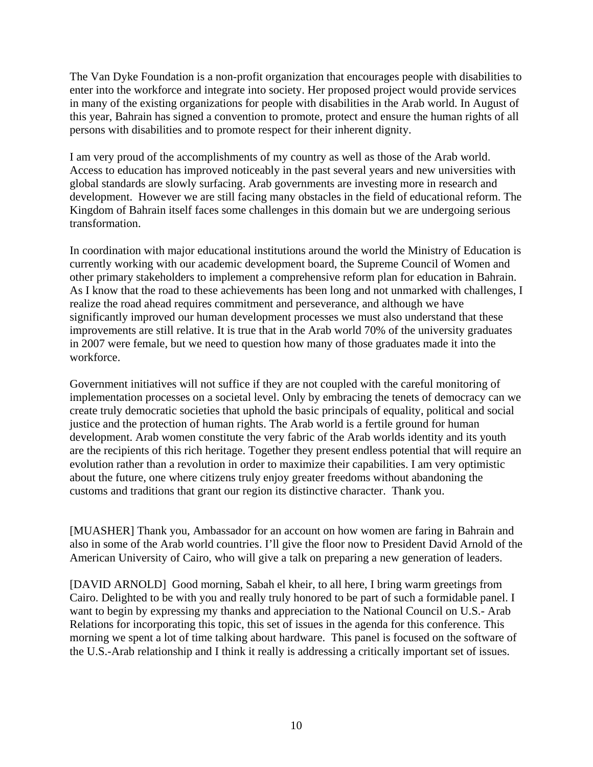The Van Dyke Foundation is a non-profit organization that encourages people with disabilities to enter into the workforce and integrate into society. Her proposed project would provide services in many of the existing organizations for people with disabilities in the Arab world. In August of this year, Bahrain has signed a convention to promote, protect and ensure the human rights of all persons with disabilities and to promote respect for their inherent dignity.

I am very proud of the accomplishments of my country as well as those of the Arab world. Access to education has improved noticeably in the past several years and new universities with global standards are slowly surfacing. Arab governments are investing more in research and development. However we are still facing many obstacles in the field of educational reform. The Kingdom of Bahrain itself faces some challenges in this domain but we are undergoing serious transformation.

In coordination with major educational institutions around the world the Ministry of Education is currently working with our academic development board, the Supreme Council of Women and other primary stakeholders to implement a comprehensive reform plan for education in Bahrain. As I know that the road to these achievements has been long and not unmarked with challenges, I realize the road ahead requires commitment and perseverance, and although we have significantly improved our human development processes we must also understand that these improvements are still relative. It is true that in the Arab world 70% of the university graduates in 2007 were female, but we need to question how many of those graduates made it into the workforce.

Government initiatives will not suffice if they are not coupled with the careful monitoring of implementation processes on a societal level. Only by embracing the tenets of democracy can we create truly democratic societies that uphold the basic principals of equality, political and social justice and the protection of human rights. The Arab world is a fertile ground for human development. Arab women constitute the very fabric of the Arab worlds identity and its youth are the recipients of this rich heritage. Together they present endless potential that will require an evolution rather than a revolution in order to maximize their capabilities. I am very optimistic about the future, one where citizens truly enjoy greater freedoms without abandoning the customs and traditions that grant our region its distinctive character. Thank you.

[MUASHER] Thank you, Ambassador for an account on how women are faring in Bahrain and also in some of the Arab world countries. I'll give the floor now to President David Arnold of the American University of Cairo, who will give a talk on preparing a new generation of leaders.

[DAVID ARNOLD] Good morning, Sabah el kheir, to all here, I bring warm greetings from Cairo. Delighted to be with you and really truly honored to be part of such a formidable panel. I want to begin by expressing my thanks and appreciation to the National Council on U.S.- Arab Relations for incorporating this topic, this set of issues in the agenda for this conference. This morning we spent a lot of time talking about hardware. This panel is focused on the software of the U.S.-Arab relationship and I think it really is addressing a critically important set of issues.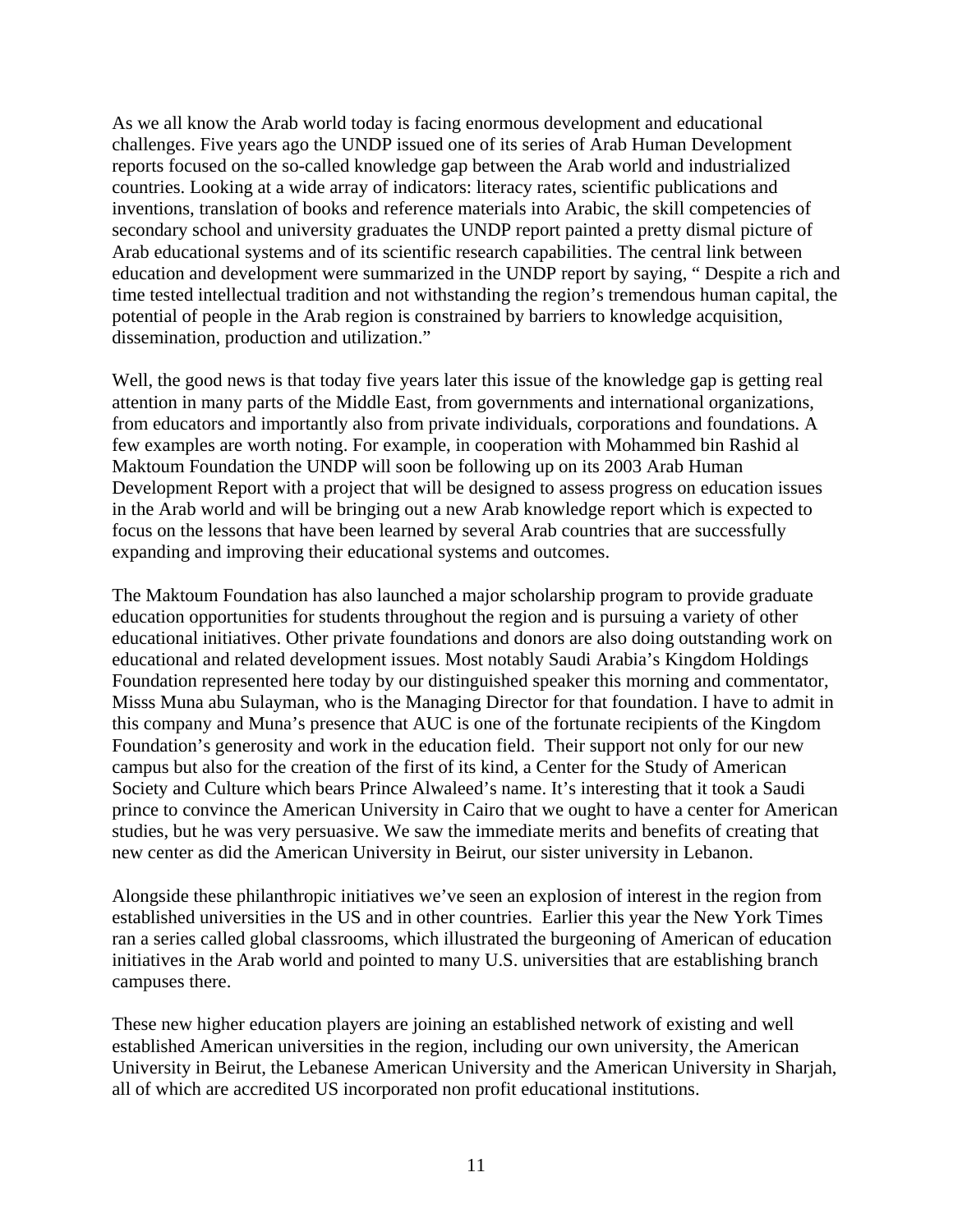As we all know the Arab world today is facing enormous development and educational challenges. Five years ago the UNDP issued one of its series of Arab Human Development reports focused on the so-called knowledge gap between the Arab world and industrialized countries. Looking at a wide array of indicators: literacy rates, scientific publications and inventions, translation of books and reference materials into Arabic, the skill competencies of secondary school and university graduates the UNDP report painted a pretty dismal picture of Arab educational systems and of its scientific research capabilities. The central link between education and development were summarized in the UNDP report by saying, " Despite a rich and time tested intellectual tradition and not withstanding the region's tremendous human capital, the potential of people in the Arab region is constrained by barriers to knowledge acquisition, dissemination, production and utilization."

Well, the good news is that today five years later this issue of the knowledge gap is getting real attention in many parts of the Middle East, from governments and international organizations, from educators and importantly also from private individuals, corporations and foundations. A few examples are worth noting. For example, in cooperation with Mohammed bin Rashid al Maktoum Foundation the UNDP will soon be following up on its 2003 Arab Human Development Report with a project that will be designed to assess progress on education issues in the Arab world and will be bringing out a new Arab knowledge report which is expected to focus on the lessons that have been learned by several Arab countries that are successfully expanding and improving their educational systems and outcomes.

The Maktoum Foundation has also launched a major scholarship program to provide graduate education opportunities for students throughout the region and is pursuing a variety of other educational initiatives. Other private foundations and donors are also doing outstanding work on educational and related development issues. Most notably Saudi Arabia's Kingdom Holdings Foundation represented here today by our distinguished speaker this morning and commentator, Misss Muna abu Sulayman, who is the Managing Director for that foundation. I have to admit in this company and Muna's presence that AUC is one of the fortunate recipients of the Kingdom Foundation's generosity and work in the education field. Their support not only for our new campus but also for the creation of the first of its kind, a Center for the Study of American Society and Culture which bears Prince Alwaleed's name. It's interesting that it took a Saudi prince to convince the American University in Cairo that we ought to have a center for American studies, but he was very persuasive. We saw the immediate merits and benefits of creating that new center as did the American University in Beirut, our sister university in Lebanon.

Alongside these philanthropic initiatives we've seen an explosion of interest in the region from established universities in the US and in other countries. Earlier this year the New York Times ran a series called global classrooms, which illustrated the burgeoning of American of education initiatives in the Arab world and pointed to many U.S. universities that are establishing branch campuses there.

These new higher education players are joining an established network of existing and well established American universities in the region, including our own university, the American University in Beirut, the Lebanese American University and the American University in Sharjah, all of which are accredited US incorporated non profit educational institutions.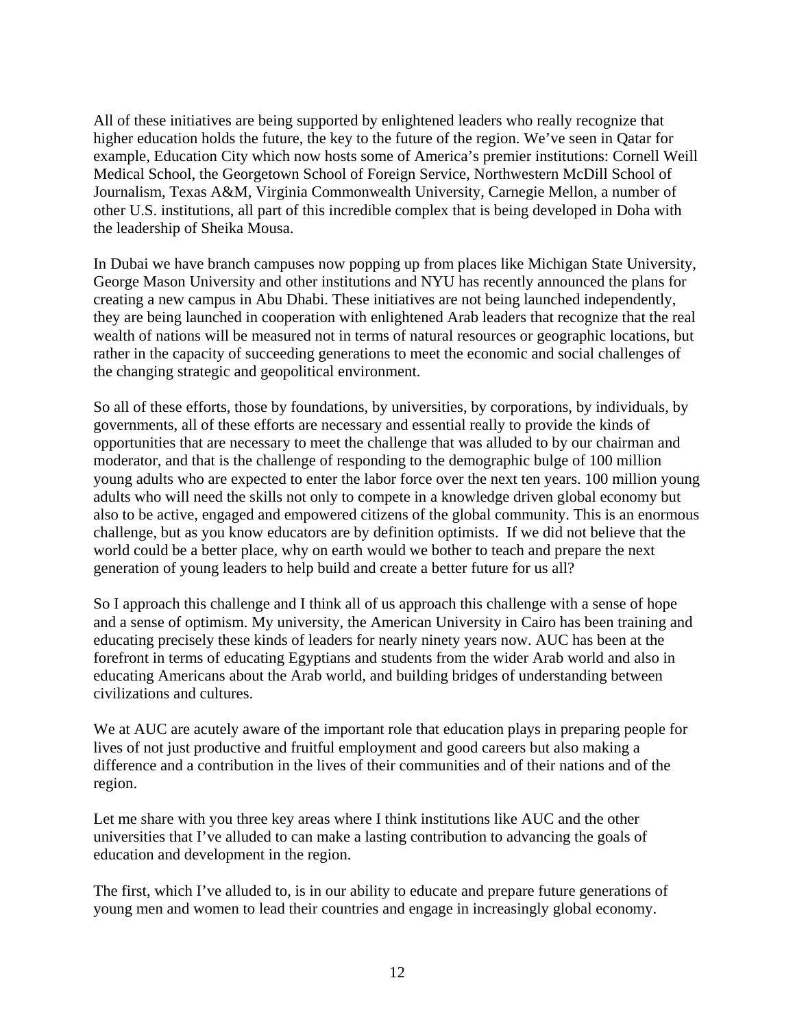All of these initiatives are being supported by enlightened leaders who really recognize that higher education holds the future, the key to the future of the region. We've seen in Qatar for example, Education City which now hosts some of America's premier institutions: Cornell Weill Medical School, the Georgetown School of Foreign Service, Northwestern McDill School of Journalism, Texas A&M, Virginia Commonwealth University, Carnegie Mellon, a number of other U.S. institutions, all part of this incredible complex that is being developed in Doha with the leadership of Sheika Mousa.

In Dubai we have branch campuses now popping up from places like Michigan State University, George Mason University and other institutions and NYU has recently announced the plans for creating a new campus in Abu Dhabi. These initiatives are not being launched independently, they are being launched in cooperation with enlightened Arab leaders that recognize that the real wealth of nations will be measured not in terms of natural resources or geographic locations, but rather in the capacity of succeeding generations to meet the economic and social challenges of the changing strategic and geopolitical environment.

So all of these efforts, those by foundations, by universities, by corporations, by individuals, by governments, all of these efforts are necessary and essential really to provide the kinds of opportunities that are necessary to meet the challenge that was alluded to by our chairman and moderator, and that is the challenge of responding to the demographic bulge of 100 million young adults who are expected to enter the labor force over the next ten years. 100 million young adults who will need the skills not only to compete in a knowledge driven global economy but also to be active, engaged and empowered citizens of the global community. This is an enormous challenge, but as you know educators are by definition optimists. If we did not believe that the world could be a better place, why on earth would we bother to teach and prepare the next generation of young leaders to help build and create a better future for us all?

So I approach this challenge and I think all of us approach this challenge with a sense of hope and a sense of optimism. My university, the American University in Cairo has been training and educating precisely these kinds of leaders for nearly ninety years now. AUC has been at the forefront in terms of educating Egyptians and students from the wider Arab world and also in educating Americans about the Arab world, and building bridges of understanding between civilizations and cultures.

We at AUC are acutely aware of the important role that education plays in preparing people for lives of not just productive and fruitful employment and good careers but also making a difference and a contribution in the lives of their communities and of their nations and of the region.

Let me share with you three key areas where I think institutions like AUC and the other universities that I've alluded to can make a lasting contribution to advancing the goals of education and development in the region.

The first, which I've alluded to, is in our ability to educate and prepare future generations of young men and women to lead their countries and engage in increasingly global economy.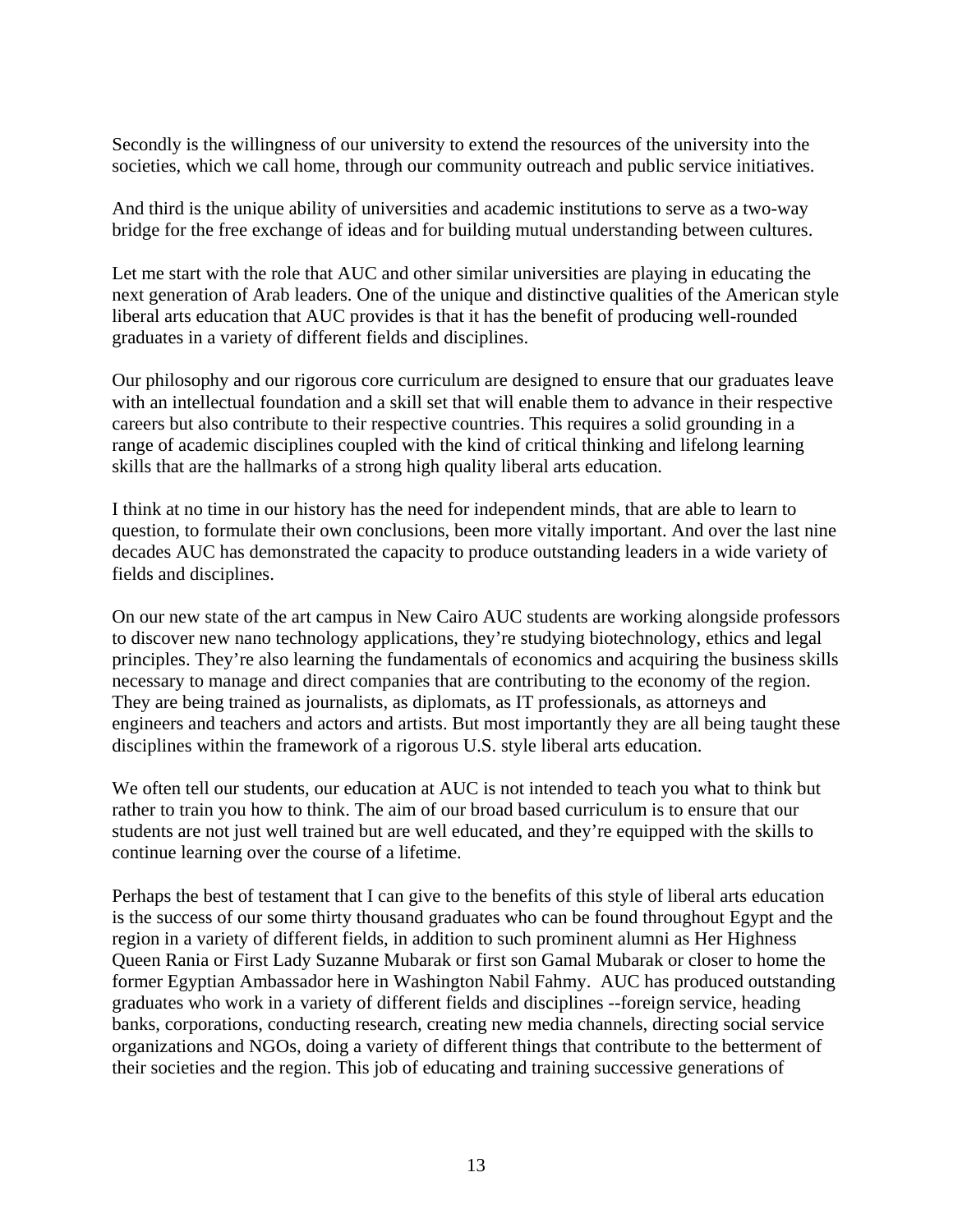Secondly is the willingness of our university to extend the resources of the university into the societies, which we call home, through our community outreach and public service initiatives.

And third is the unique ability of universities and academic institutions to serve as a two-way bridge for the free exchange of ideas and for building mutual understanding between cultures.

Let me start with the role that AUC and other similar universities are playing in educating the next generation of Arab leaders. One of the unique and distinctive qualities of the American style liberal arts education that AUC provides is that it has the benefit of producing well-rounded graduates in a variety of different fields and disciplines.

Our philosophy and our rigorous core curriculum are designed to ensure that our graduates leave with an intellectual foundation and a skill set that will enable them to advance in their respective careers but also contribute to their respective countries. This requires a solid grounding in a range of academic disciplines coupled with the kind of critical thinking and lifelong learning skills that are the hallmarks of a strong high quality liberal arts education.

I think at no time in our history has the need for independent minds, that are able to learn to question, to formulate their own conclusions, been more vitally important. And over the last nine decades AUC has demonstrated the capacity to produce outstanding leaders in a wide variety of fields and disciplines.

On our new state of the art campus in New Cairo AUC students are working alongside professors to discover new nano technology applications, they're studying biotechnology, ethics and legal principles. They're also learning the fundamentals of economics and acquiring the business skills necessary to manage and direct companies that are contributing to the economy of the region. They are being trained as journalists, as diplomats, as IT professionals, as attorneys and engineers and teachers and actors and artists. But most importantly they are all being taught these disciplines within the framework of a rigorous U.S. style liberal arts education.

We often tell our students, our education at AUC is not intended to teach you what to think but rather to train you how to think. The aim of our broad based curriculum is to ensure that our students are not just well trained but are well educated, and they're equipped with the skills to continue learning over the course of a lifetime.

Perhaps the best of testament that I can give to the benefits of this style of liberal arts education is the success of our some thirty thousand graduates who can be found throughout Egypt and the region in a variety of different fields, in addition to such prominent alumni as Her Highness Queen Rania or First Lady Suzanne Mubarak or first son Gamal Mubarak or closer to home the former Egyptian Ambassador here in Washington Nabil Fahmy. AUC has produced outstanding graduates who work in a variety of different fields and disciplines --foreign service, heading banks, corporations, conducting research, creating new media channels, directing social service organizations and NGOs, doing a variety of different things that contribute to the betterment of their societies and the region. This job of educating and training successive generations of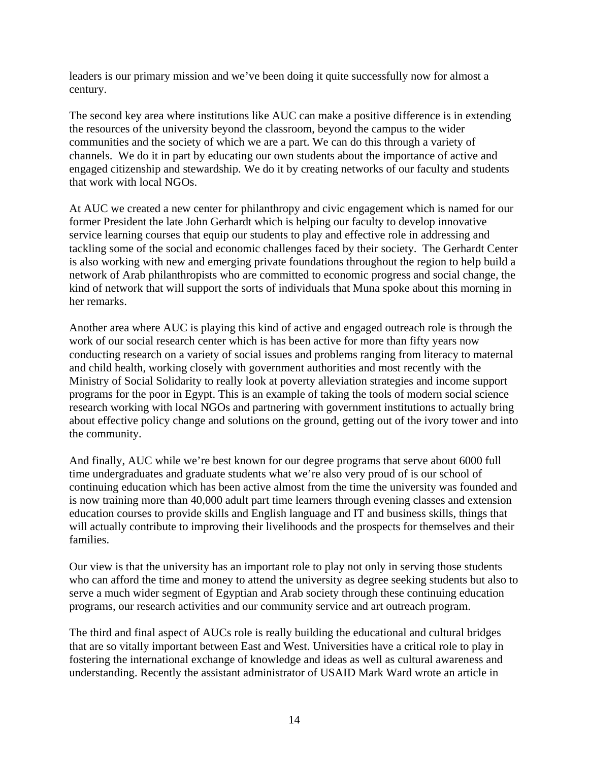leaders is our primary mission and we've been doing it quite successfully now for almost a century.

The second key area where institutions like AUC can make a positive difference is in extending the resources of the university beyond the classroom, beyond the campus to the wider communities and the society of which we are a part. We can do this through a variety of channels. We do it in part by educating our own students about the importance of active and engaged citizenship and stewardship. We do it by creating networks of our faculty and students that work with local NGOs.

At AUC we created a new center for philanthropy and civic engagement which is named for our former President the late John Gerhardt which is helping our faculty to develop innovative service learning courses that equip our students to play and effective role in addressing and tackling some of the social and economic challenges faced by their society. The Gerhardt Center is also working with new and emerging private foundations throughout the region to help build a network of Arab philanthropists who are committed to economic progress and social change, the kind of network that will support the sorts of individuals that Muna spoke about this morning in her remarks.

Another area where AUC is playing this kind of active and engaged outreach role is through the work of our social research center which is has been active for more than fifty years now conducting research on a variety of social issues and problems ranging from literacy to maternal and child health, working closely with government authorities and most recently with the Ministry of Social Solidarity to really look at poverty alleviation strategies and income support programs for the poor in Egypt. This is an example of taking the tools of modern social science research working with local NGOs and partnering with government institutions to actually bring about effective policy change and solutions on the ground, getting out of the ivory tower and into the community.

And finally, AUC while we're best known for our degree programs that serve about 6000 full time undergraduates and graduate students what we're also very proud of is our school of continuing education which has been active almost from the time the university was founded and is now training more than 40,000 adult part time learners through evening classes and extension education courses to provide skills and English language and IT and business skills, things that will actually contribute to improving their livelihoods and the prospects for themselves and their families.

Our view is that the university has an important role to play not only in serving those students who can afford the time and money to attend the university as degree seeking students but also to serve a much wider segment of Egyptian and Arab society through these continuing education programs, our research activities and our community service and art outreach program.

The third and final aspect of AUCs role is really building the educational and cultural bridges that are so vitally important between East and West. Universities have a critical role to play in fostering the international exchange of knowledge and ideas as well as cultural awareness and understanding. Recently the assistant administrator of USAID Mark Ward wrote an article in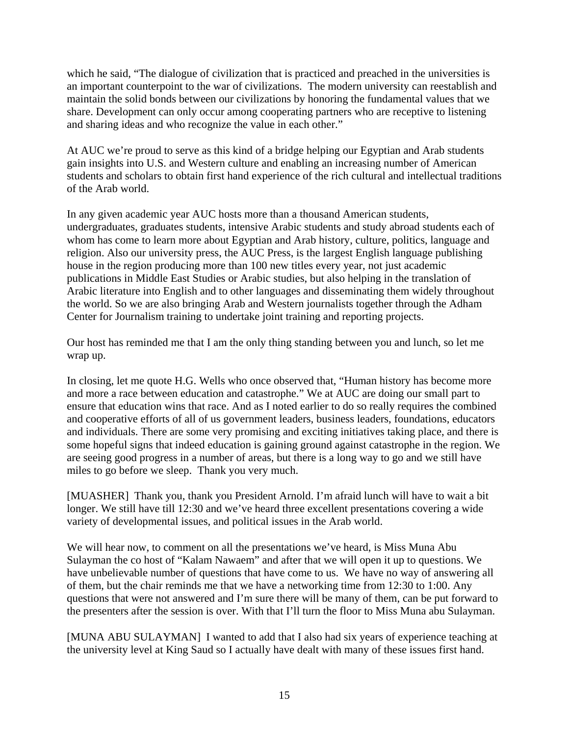which he said, "The dialogue of civilization that is practiced and preached in the universities is an important counterpoint to the war of civilizations. The modern university can reestablish and maintain the solid bonds between our civilizations by honoring the fundamental values that we share. Development can only occur among cooperating partners who are receptive to listening and sharing ideas and who recognize the value in each other."

At AUC we're proud to serve as this kind of a bridge helping our Egyptian and Arab students gain insights into U.S. and Western culture and enabling an increasing number of American students and scholars to obtain first hand experience of the rich cultural and intellectual traditions of the Arab world.

In any given academic year AUC hosts more than a thousand American students, undergraduates, graduates students, intensive Arabic students and study abroad students each of whom has come to learn more about Egyptian and Arab history, culture, politics, language and religion. Also our university press, the AUC Press, is the largest English language publishing house in the region producing more than 100 new titles every year, not just academic publications in Middle East Studies or Arabic studies, but also helping in the translation of Arabic literature into English and to other languages and disseminating them widely throughout the world. So we are also bringing Arab and Western journalists together through the Adham Center for Journalism training to undertake joint training and reporting projects.

Our host has reminded me that I am the only thing standing between you and lunch, so let me wrap up.

In closing, let me quote H.G. Wells who once observed that, "Human history has become more and more a race between education and catastrophe." We at AUC are doing our small part to ensure that education wins that race. And as I noted earlier to do so really requires the combined and cooperative efforts of all of us government leaders, business leaders, foundations, educators and individuals. There are some very promising and exciting initiatives taking place, and there is some hopeful signs that indeed education is gaining ground against catastrophe in the region. We are seeing good progress in a number of areas, but there is a long way to go and we still have miles to go before we sleep. Thank you very much.

[MUASHER] Thank you, thank you President Arnold. I'm afraid lunch will have to wait a bit longer. We still have till 12:30 and we've heard three excellent presentations covering a wide variety of developmental issues, and political issues in the Arab world.

We will hear now, to comment on all the presentations we've heard, is Miss Muna Abu Sulayman the co host of "Kalam Nawaem" and after that we will open it up to questions. We have unbelievable number of questions that have come to us. We have no way of answering all of them, but the chair reminds me that we have a networking time from 12:30 to 1:00. Any questions that were not answered and I'm sure there will be many of them, can be put forward to the presenters after the session is over. With that I'll turn the floor to Miss Muna abu Sulayman.

[MUNA ABU SULAYMAN] I wanted to add that I also had six years of experience teaching at the university level at King Saud so I actually have dealt with many of these issues first hand.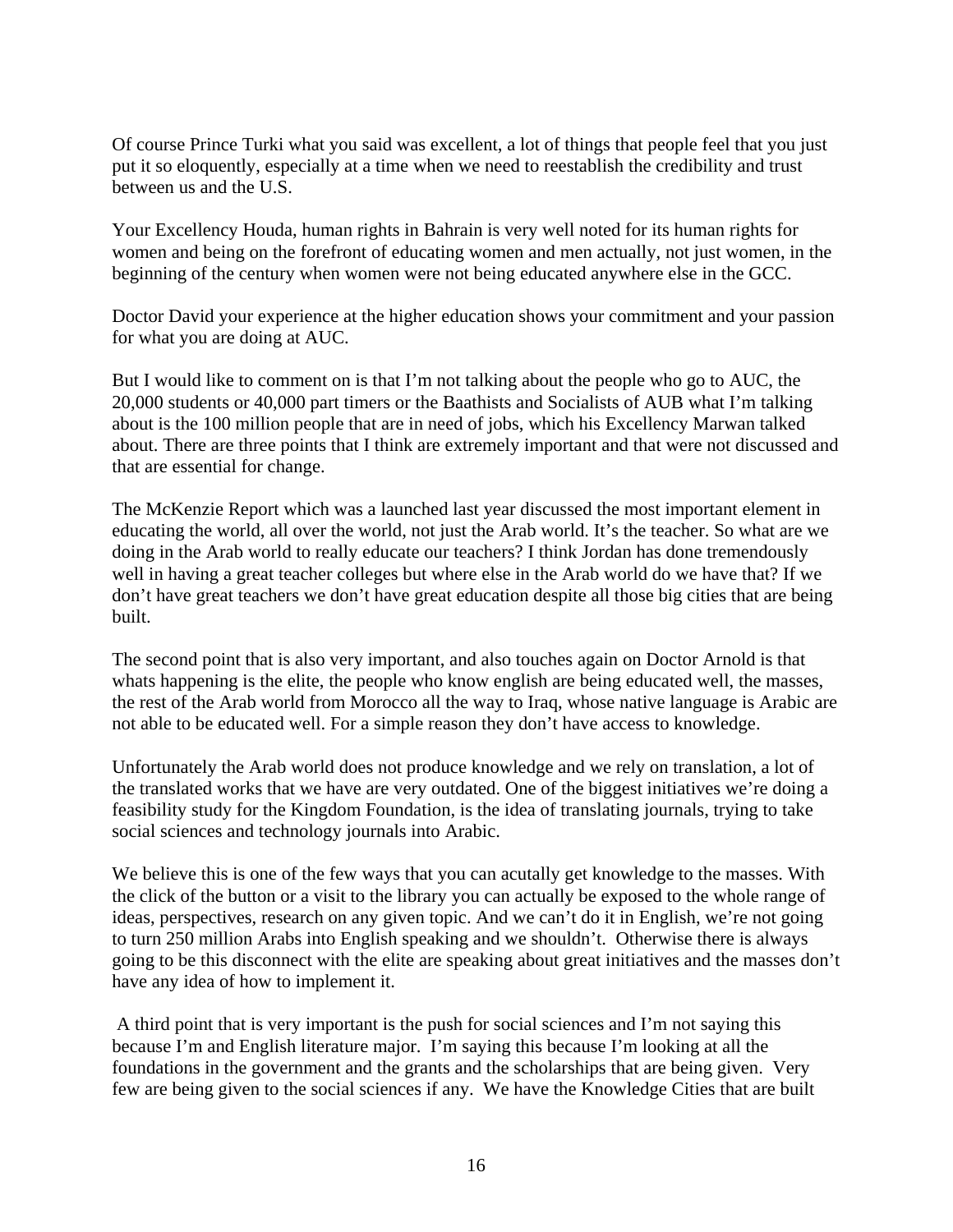Of course Prince Turki what you said was excellent, a lot of things that people feel that you just put it so eloquently, especially at a time when we need to reestablish the credibility and trust between us and the U.S.

Your Excellency Houda, human rights in Bahrain is very well noted for its human rights for women and being on the forefront of educating women and men actually, not just women, in the beginning of the century when women were not being educated anywhere else in the GCC.

Doctor David your experience at the higher education shows your commitment and your passion for what you are doing at AUC.

But I would like to comment on is that I'm not talking about the people who go to AUC, the 20,000 students or 40,000 part timers or the Baathists and Socialists of AUB what I'm talking about is the 100 million people that are in need of jobs, which his Excellency Marwan talked about. There are three points that I think are extremely important and that were not discussed and that are essential for change.

The McKenzie Report which was a launched last year discussed the most important element in educating the world, all over the world, not just the Arab world. It's the teacher. So what are we doing in the Arab world to really educate our teachers? I think Jordan has done tremendously well in having a great teacher colleges but where else in the Arab world do we have that? If we don't have great teachers we don't have great education despite all those big cities that are being built.

The second point that is also very important, and also touches again on Doctor Arnold is that whats happening is the elite, the people who know english are being educated well, the masses, the rest of the Arab world from Morocco all the way to Iraq, whose native language is Arabic are not able to be educated well. For a simple reason they don't have access to knowledge.

Unfortunately the Arab world does not produce knowledge and we rely on translation, a lot of the translated works that we have are very outdated. One of the biggest initiatives we're doing a feasibility study for the Kingdom Foundation, is the idea of translating journals, trying to take social sciences and technology journals into Arabic.

We believe this is one of the few ways that you can acutally get knowledge to the masses. With the click of the button or a visit to the library you can actually be exposed to the whole range of ideas, perspectives, research on any given topic. And we can't do it in English, we're not going to turn 250 million Arabs into English speaking and we shouldn't. Otherwise there is always going to be this disconnect with the elite are speaking about great initiatives and the masses don't have any idea of how to implement it.

A third point that is very important is the push for social sciences and I'm not saying this because I'm and English literature major. I'm saying this because I'm looking at all the foundations in the government and the grants and the scholarships that are being given. Very few are being given to the social sciences if any. We have the Knowledge Cities that are built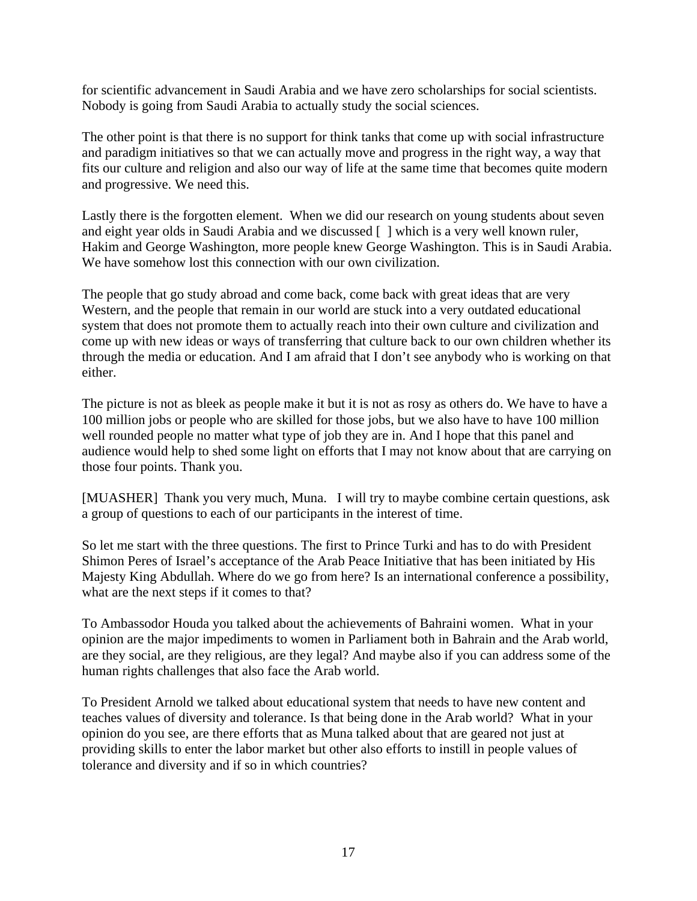for scientific advancement in Saudi Arabia and we have zero scholarships for social scientists. Nobody is going from Saudi Arabia to actually study the social sciences.

The other point is that there is no support for think tanks that come up with social infrastructure and paradigm initiatives so that we can actually move and progress in the right way, a way that fits our culture and religion and also our way of life at the same time that becomes quite modern and progressive. We need this.

Lastly there is the forgotten element. When we did our research on young students about seven and eight year olds in Saudi Arabia and we discussed [ ] which is a very well known ruler, Hakim and George Washington, more people knew George Washington. This is in Saudi Arabia. We have somehow lost this connection with our own civilization.

The people that go study abroad and come back, come back with great ideas that are very Western, and the people that remain in our world are stuck into a very outdated educational system that does not promote them to actually reach into their own culture and civilization and come up with new ideas or ways of transferring that culture back to our own children whether its through the media or education. And I am afraid that I don't see anybody who is working on that either.

The picture is not as bleek as people make it but it is not as rosy as others do. We have to have a 100 million jobs or people who are skilled for those jobs, but we also have to have 100 million well rounded people no matter what type of job they are in. And I hope that this panel and audience would help to shed some light on efforts that I may not know about that are carrying on those four points. Thank you.

[MUASHER] Thank you very much, Muna. I will try to maybe combine certain questions, ask a group of questions to each of our participants in the interest of time.

So let me start with the three questions. The first to Prince Turki and has to do with President Shimon Peres of Israel's acceptance of the Arab Peace Initiative that has been initiated by His Majesty King Abdullah. Where do we go from here? Is an international conference a possibility, what are the next steps if it comes to that?

To Ambassodor Houda you talked about the achievements of Bahraini women. What in your opinion are the major impediments to women in Parliament both in Bahrain and the Arab world, are they social, are they religious, are they legal? And maybe also if you can address some of the human rights challenges that also face the Arab world.

To President Arnold we talked about educational system that needs to have new content and teaches values of diversity and tolerance. Is that being done in the Arab world? What in your opinion do you see, are there efforts that as Muna talked about that are geared not just at providing skills to enter the labor market but other also efforts to instill in people values of tolerance and diversity and if so in which countries?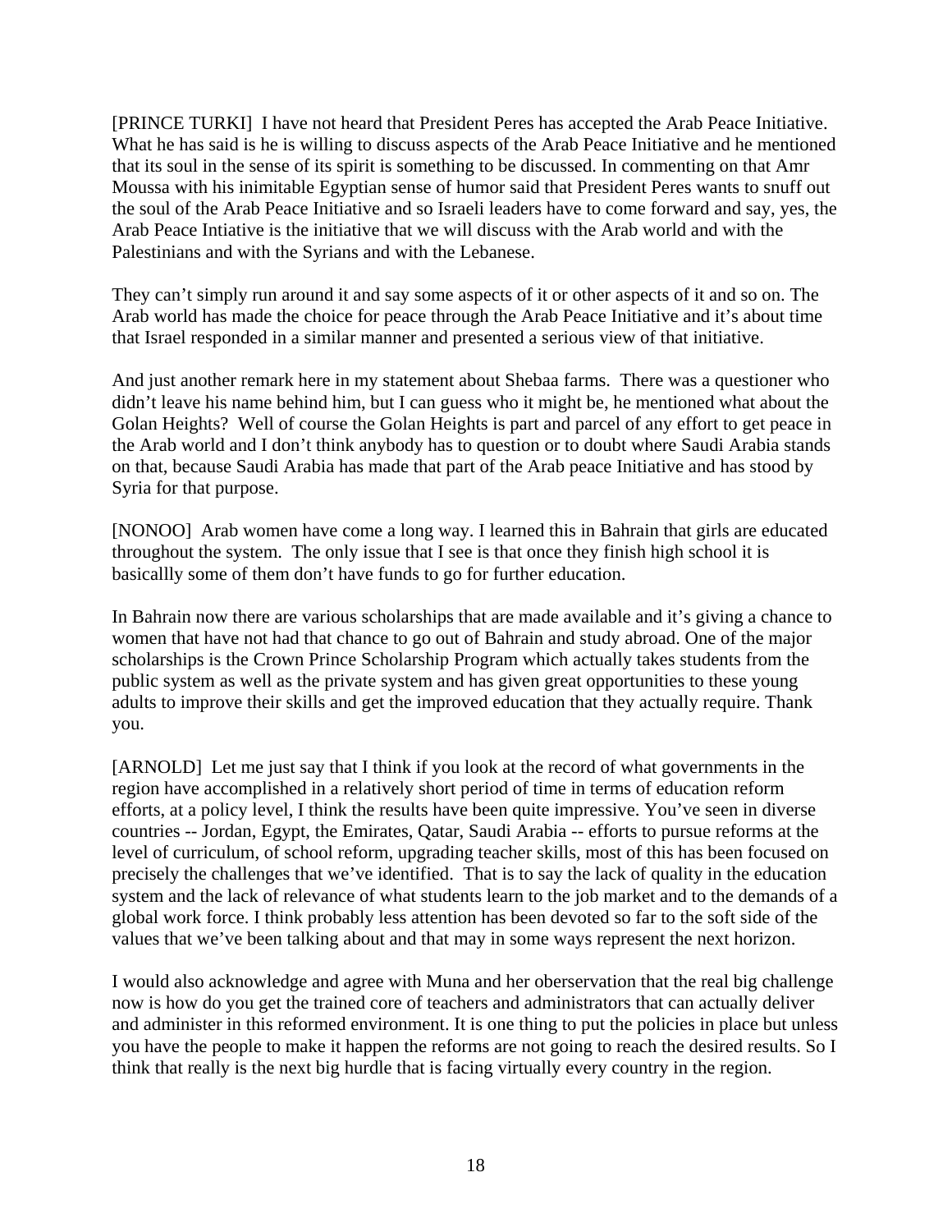[PRINCE TURKI] I have not heard that President Peres has accepted the Arab Peace Initiative. What he has said is he is willing to discuss aspects of the Arab Peace Initiative and he mentioned that its soul in the sense of its spirit is something to be discussed. In commenting on that Amr Moussa with his inimitable Egyptian sense of humor said that President Peres wants to snuff out the soul of the Arab Peace Initiative and so Israeli leaders have to come forward and say, yes, the Arab Peace Intiative is the initiative that we will discuss with the Arab world and with the Palestinians and with the Syrians and with the Lebanese.

They can't simply run around it and say some aspects of it or other aspects of it and so on. The Arab world has made the choice for peace through the Arab Peace Initiative and it's about time that Israel responded in a similar manner and presented a serious view of that initiative.

And just another remark here in my statement about Shebaa farms. There was a questioner who didn't leave his name behind him, but I can guess who it might be, he mentioned what about the Golan Heights? Well of course the Golan Heights is part and parcel of any effort to get peace in the Arab world and I don't think anybody has to question or to doubt where Saudi Arabia stands on that, because Saudi Arabia has made that part of the Arab peace Initiative and has stood by Syria for that purpose.

[NONOO] Arab women have come a long way. I learned this in Bahrain that girls are educated throughout the system. The only issue that I see is that once they finish high school it is basicallly some of them don't have funds to go for further education.

In Bahrain now there are various scholarships that are made available and it's giving a chance to women that have not had that chance to go out of Bahrain and study abroad. One of the major scholarships is the Crown Prince Scholarship Program which actually takes students from the public system as well as the private system and has given great opportunities to these young adults to improve their skills and get the improved education that they actually require. Thank you.

[ARNOLD] Let me just say that I think if you look at the record of what governments in the region have accomplished in a relatively short period of time in terms of education reform efforts, at a policy level, I think the results have been quite impressive. You've seen in diverse countries -- Jordan, Egypt, the Emirates, Qatar, Saudi Arabia -- efforts to pursue reforms at the level of curriculum, of school reform, upgrading teacher skills, most of this has been focused on precisely the challenges that we've identified. That is to say the lack of quality in the education system and the lack of relevance of what students learn to the job market and to the demands of a global work force. I think probably less attention has been devoted so far to the soft side of the values that we've been talking about and that may in some ways represent the next horizon.

I would also acknowledge and agree with Muna and her oberservation that the real big challenge now is how do you get the trained core of teachers and administrators that can actually deliver and administer in this reformed environment. It is one thing to put the policies in place but unless you have the people to make it happen the reforms are not going to reach the desired results. So I think that really is the next big hurdle that is facing virtually every country in the region.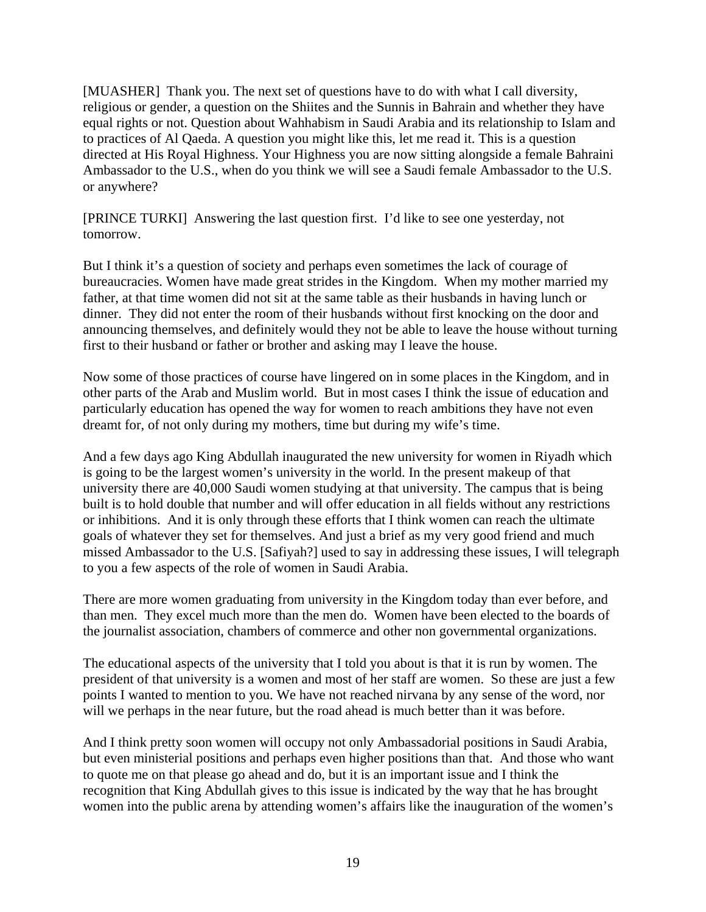[MUASHER] Thank you. The next set of questions have to do with what I call diversity, religious or gender, a question on the Shiites and the Sunnis in Bahrain and whether they have equal rights or not. Question about Wahhabism in Saudi Arabia and its relationship to Islam and to practices of Al Qaeda. A question you might like this, let me read it. This is a question directed at His Royal Highness. Your Highness you are now sitting alongside a female Bahraini Ambassador to the U.S., when do you think we will see a Saudi female Ambassador to the U.S. or anywhere?

[PRINCE TURKI] Answering the last question first. I'd like to see one yesterday, not tomorrow.

But I think it's a question of society and perhaps even sometimes the lack of courage of bureaucracies. Women have made great strides in the Kingdom. When my mother married my father, at that time women did not sit at the same table as their husbands in having lunch or dinner. They did not enter the room of their husbands without first knocking on the door and announcing themselves, and definitely would they not be able to leave the house without turning first to their husband or father or brother and asking may I leave the house.

Now some of those practices of course have lingered on in some places in the Kingdom, and in other parts of the Arab and Muslim world. But in most cases I think the issue of education and particularly education has opened the way for women to reach ambitions they have not even dreamt for, of not only during my mothers, time but during my wife's time.

And a few days ago King Abdullah inaugurated the new university for women in Riyadh which is going to be the largest women's university in the world. In the present makeup of that university there are 40,000 Saudi women studying at that university. The campus that is being built is to hold double that number and will offer education in all fields without any restrictions or inhibitions. And it is only through these efforts that I think women can reach the ultimate goals of whatever they set for themselves. And just a brief as my very good friend and much missed Ambassador to the U.S. [Safiyah?] used to say in addressing these issues, I will telegraph to you a few aspects of the role of women in Saudi Arabia.

There are more women graduating from university in the Kingdom today than ever before, and than men. They excel much more than the men do. Women have been elected to the boards of the journalist association, chambers of commerce and other non governmental organizations.

The educational aspects of the university that I told you about is that it is run by women. The president of that university is a women and most of her staff are women. So these are just a few points I wanted to mention to you. We have not reached nirvana by any sense of the word, nor will we perhaps in the near future, but the road ahead is much better than it was before.

And I think pretty soon women will occupy not only Ambassadorial positions in Saudi Arabia, but even ministerial positions and perhaps even higher positions than that. And those who want to quote me on that please go ahead and do, but it is an important issue and I think the recognition that King Abdullah gives to this issue is indicated by the way that he has brought women into the public arena by attending women's affairs like the inauguration of the women's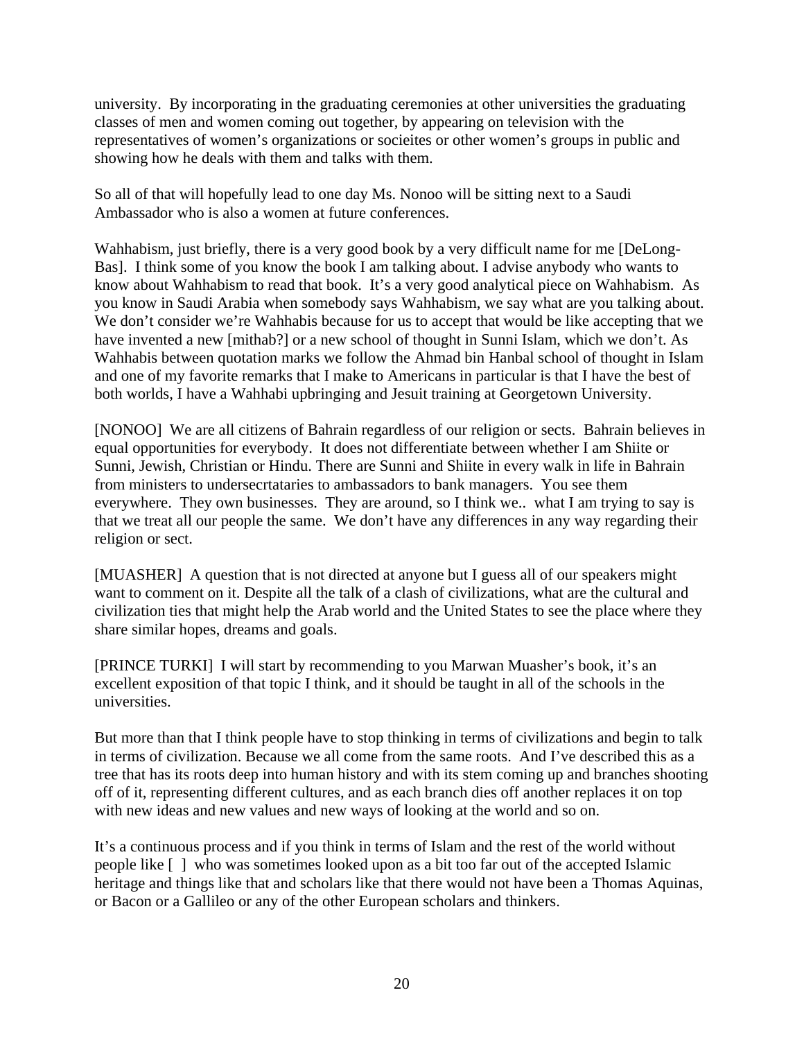university. By incorporating in the graduating ceremonies at other universities the graduating classes of men and women coming out together, by appearing on television with the representatives of women's organizations or socieites or other women's groups in public and showing how he deals with them and talks with them.

So all of that will hopefully lead to one day Ms. Nonoo will be sitting next to a Saudi Ambassador who is also a women at future conferences.

Wahhabism, just briefly, there is a very good book by a very difficult name for me [DeLong-Bas]. I think some of you know the book I am talking about. I advise anybody who wants to know about Wahhabism to read that book. It's a very good analytical piece on Wahhabism. As you know in Saudi Arabia when somebody says Wahhabism, we say what are you talking about. We don't consider we're Wahhabis because for us to accept that would be like accepting that we have invented a new [mithab?] or a new school of thought in Sunni Islam, which we don't. As Wahhabis between quotation marks we follow the Ahmad bin Hanbal school of thought in Islam and one of my favorite remarks that I make to Americans in particular is that I have the best of both worlds, I have a Wahhabi upbringing and Jesuit training at Georgetown University.

[NONOO] We are all citizens of Bahrain regardless of our religion or sects. Bahrain believes in equal opportunities for everybody. It does not differentiate between whether I am Shiite or Sunni, Jewish, Christian or Hindu. There are Sunni and Shiite in every walk in life in Bahrain from ministers to undersecrtataries to ambassadors to bank managers. You see them everywhere. They own businesses. They are around, so I think we.. what I am trying to say is that we treat all our people the same. We don't have any differences in any way regarding their religion or sect.

[MUASHER] A question that is not directed at anyone but I guess all of our speakers might want to comment on it. Despite all the talk of a clash of civilizations, what are the cultural and civilization ties that might help the Arab world and the United States to see the place where they share similar hopes, dreams and goals.

[PRINCE TURKI] I will start by recommending to you Marwan Muasher's book, it's an excellent exposition of that topic I think, and it should be taught in all of the schools in the universities.

But more than that I think people have to stop thinking in terms of civilizations and begin to talk in terms of civilization. Because we all come from the same roots. And I've described this as a tree that has its roots deep into human history and with its stem coming up and branches shooting off of it, representing different cultures, and as each branch dies off another replaces it on top with new ideas and new values and new ways of looking at the world and so on.

It's a continuous process and if you think in terms of Islam and the rest of the world without people like [ ] who was sometimes looked upon as a bit too far out of the accepted Islamic heritage and things like that and scholars like that there would not have been a Thomas Aquinas, or Bacon or a Gallileo or any of the other European scholars and thinkers.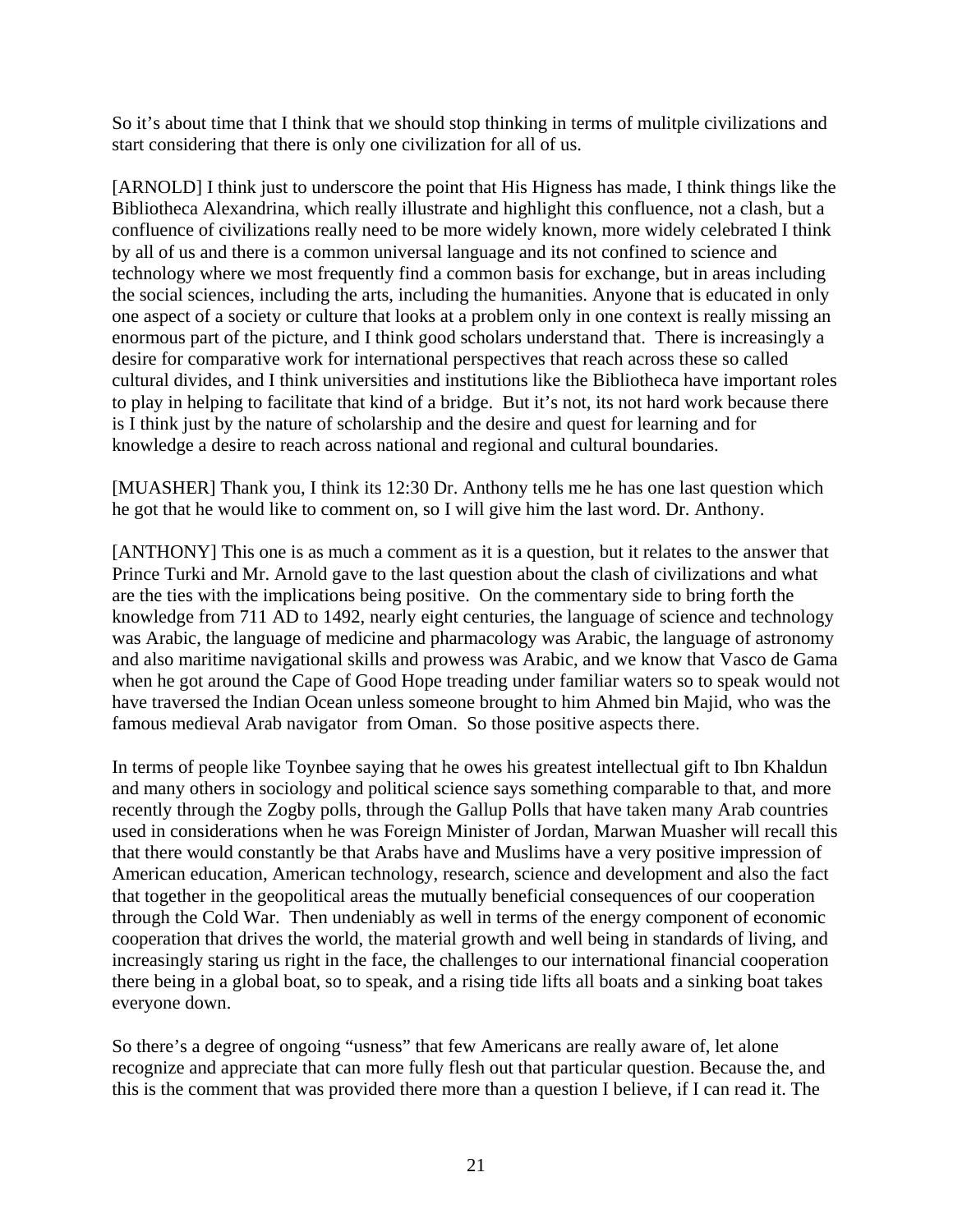So it's about time that I think that we should stop thinking in terms of mulitple civilizations and start considering that there is only one civilization for all of us.

[ARNOLD] I think just to underscore the point that His Higness has made, I think things like the Bibliotheca Alexandrina, which really illustrate and highlight this confluence, not a clash, but a confluence of civilizations really need to be more widely known, more widely celebrated I think by all of us and there is a common universal language and its not confined to science and technology where we most frequently find a common basis for exchange, but in areas including the social sciences, including the arts, including the humanities. Anyone that is educated in only one aspect of a society or culture that looks at a problem only in one context is really missing an enormous part of the picture, and I think good scholars understand that. There is increasingly a desire for comparative work for international perspectives that reach across these so called cultural divides, and I think universities and institutions like the Bibliotheca have important roles to play in helping to facilitate that kind of a bridge. But it's not, its not hard work because there is I think just by the nature of scholarship and the desire and quest for learning and for knowledge a desire to reach across national and regional and cultural boundaries.

[MUASHER] Thank you, I think its 12:30 Dr. Anthony tells me he has one last question which he got that he would like to comment on, so I will give him the last word. Dr. Anthony.

[ANTHONY] This one is as much a comment as it is a question, but it relates to the answer that Prince Turki and Mr. Arnold gave to the last question about the clash of civilizations and what are the ties with the implications being positive. On the commentary side to bring forth the knowledge from 711 AD to 1492, nearly eight centuries, the language of science and technology was Arabic, the language of medicine and pharmacology was Arabic, the language of astronomy and also maritime navigational skills and prowess was Arabic, and we know that Vasco de Gama when he got around the Cape of Good Hope treading under familiar waters so to speak would not have traversed the Indian Ocean unless someone brought to him Ahmed bin Majid, who was the famous medieval Arab navigator from Oman. So those positive aspects there.

In terms of people like Toynbee saying that he owes his greatest intellectual gift to Ibn Khaldun and many others in sociology and political science says something comparable to that, and more recently through the Zogby polls, through the Gallup Polls that have taken many Arab countries used in considerations when he was Foreign Minister of Jordan, Marwan Muasher will recall this that there would constantly be that Arabs have and Muslims have a very positive impression of American education, American technology, research, science and development and also the fact that together in the geopolitical areas the mutually beneficial consequences of our cooperation through the Cold War. Then undeniably as well in terms of the energy component of economic cooperation that drives the world, the material growth and well being in standards of living, and increasingly staring us right in the face, the challenges to our international financial cooperation there being in a global boat, so to speak, and a rising tide lifts all boats and a sinking boat takes everyone down.

So there's a degree of ongoing "usness" that few Americans are really aware of, let alone recognize and appreciate that can more fully flesh out that particular question. Because the, and this is the comment that was provided there more than a question I believe, if I can read it. The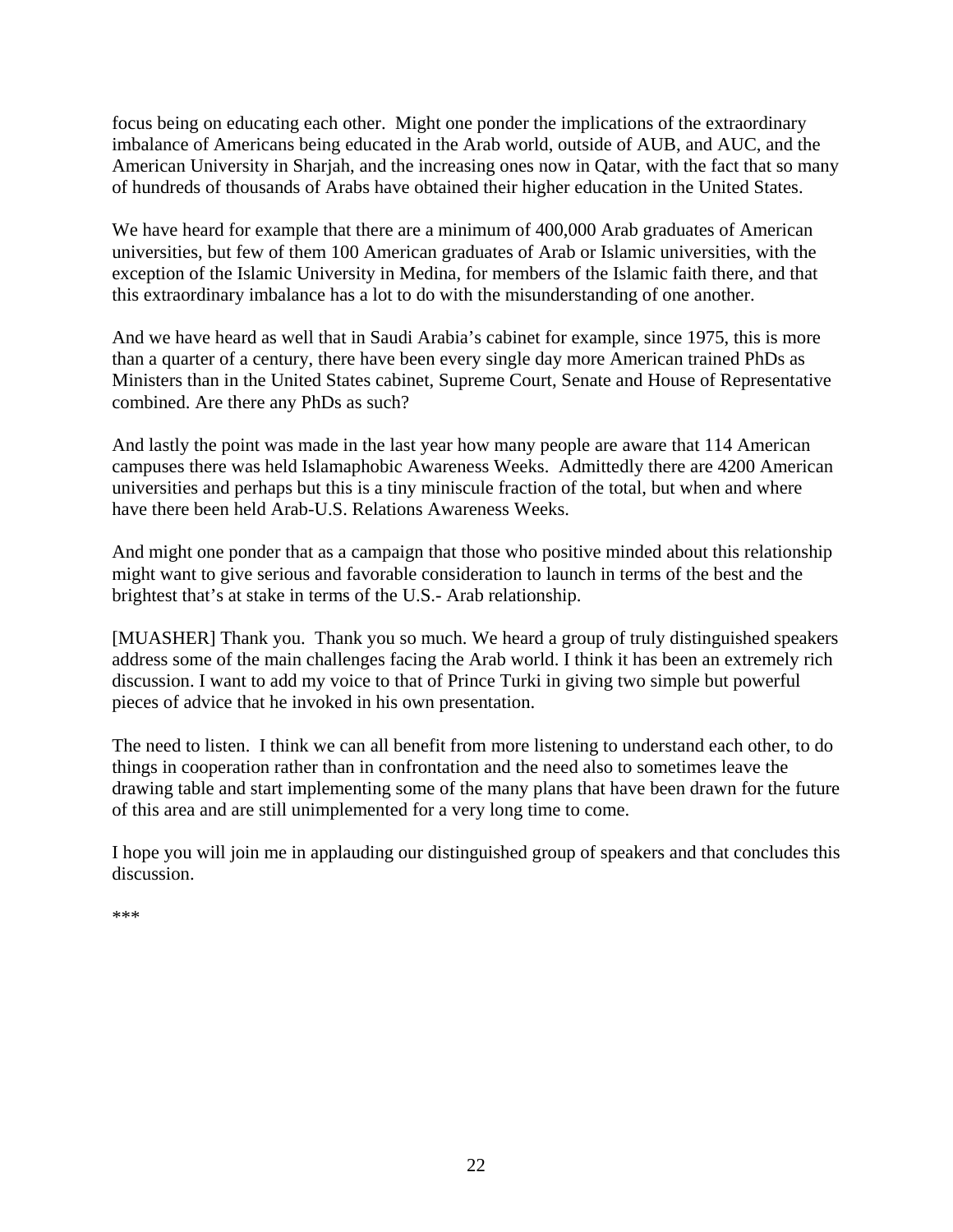focus being on educating each other. Might one ponder the implications of the extraordinary imbalance of Americans being educated in the Arab world, outside of AUB, and AUC, and the American University in Sharjah, and the increasing ones now in Qatar, with the fact that so many of hundreds of thousands of Arabs have obtained their higher education in the United States.

We have heard for example that there are a minimum of 400,000 Arab graduates of American universities, but few of them 100 American graduates of Arab or Islamic universities, with the exception of the Islamic University in Medina, for members of the Islamic faith there, and that this extraordinary imbalance has a lot to do with the misunderstanding of one another.

And we have heard as well that in Saudi Arabia's cabinet for example, since 1975, this is more than a quarter of a century, there have been every single day more American trained PhDs as Ministers than in the United States cabinet, Supreme Court, Senate and House of Representative combined. Are there any PhDs as such?

And lastly the point was made in the last year how many people are aware that 114 American campuses there was held Islamaphobic Awareness Weeks. Admittedly there are 4200 American universities and perhaps but this is a tiny miniscule fraction of the total, but when and where have there been held Arab-U.S. Relations Awareness Weeks.

And might one ponder that as a campaign that those who positive minded about this relationship might want to give serious and favorable consideration to launch in terms of the best and the brightest that's at stake in terms of the U.S.- Arab relationship.

[MUASHER] Thank you. Thank you so much. We heard a group of truly distinguished speakers address some of the main challenges facing the Arab world. I think it has been an extremely rich discussion. I want to add my voice to that of Prince Turki in giving two simple but powerful pieces of advice that he invoked in his own presentation.

The need to listen. I think we can all benefit from more listening to understand each other, to do things in cooperation rather than in confrontation and the need also to sometimes leave the drawing table and start implementing some of the many plans that have been drawn for the future of this area and are still unimplemented for a very long time to come.

I hope you will join me in applauding our distinguished group of speakers and that concludes this discussion.

***